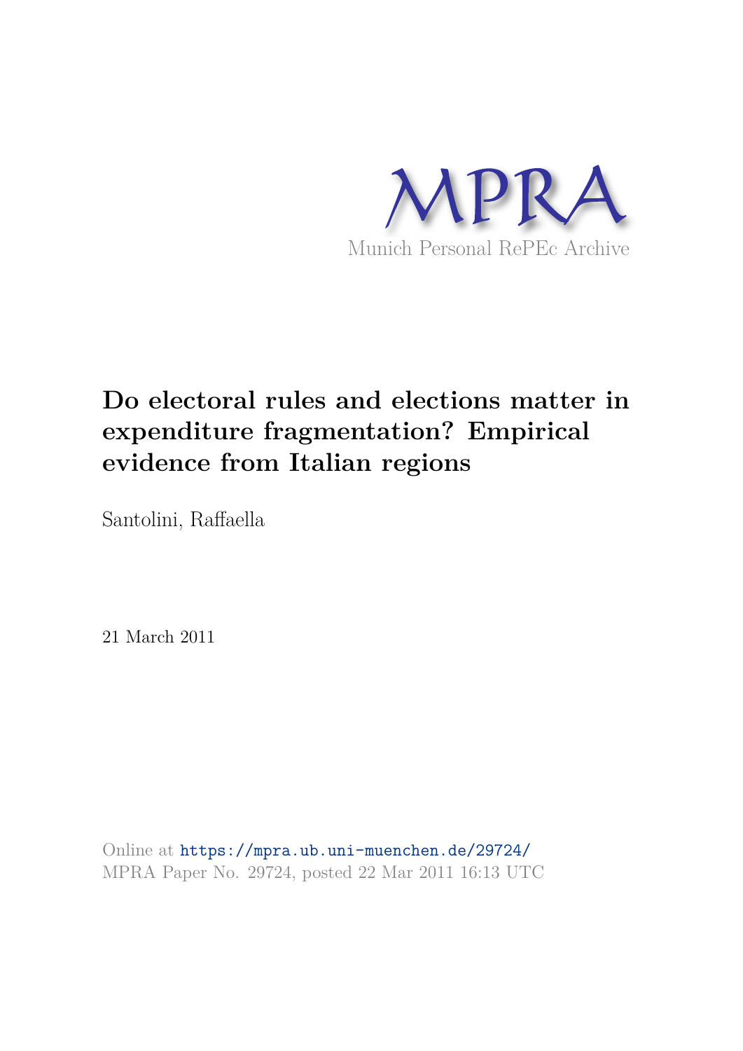MPRA

Munich Personal RePEc Archive

# Do electoral rules and elections matter in expenditure fragmentation? Empirical evidence from Italian regions

Santolini, Raffaella

21 March 2011

Online at https://mpra.ub.uni-muenchen.de/29724/
MPRA Paper No. 29724, posted 22 Mar 2011 16:13 UTC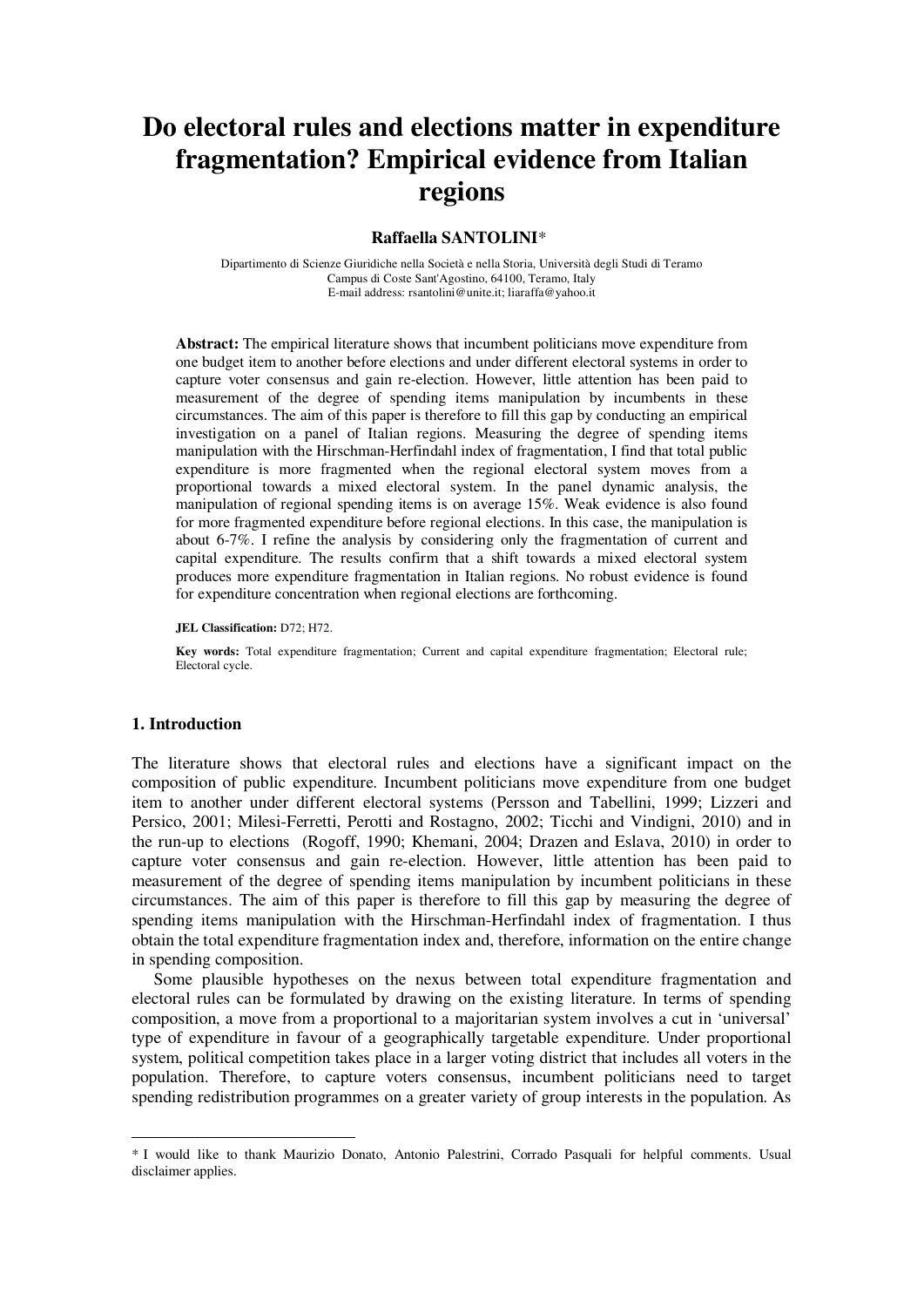# Do electoral rules and elections matter in expenditure fragmentation? Empirical evidence from Italian regions

**Raffaella SANTOLINI***

Dipartimento di Scienze Giuridiche nella Società e nella Storia, Università degli Studi di Teramo
Campus di Coste Sant'Agostino, 64100, Teramo, Italy
E-mail address: rsantolini@unite.it; liaraffa@yahoo.it

**Abstract:** The empirical literature shows that incumbent politicians move expenditure from one budget item to another before elections and under different electoral systems in order to capture voter consensus and gain re-election. However, little attention has been paid to measurement of the degree of spending items manipulation by incumbents in these circumstances. The aim of this paper is therefore to fill this gap by conducting an empirical investigation on a panel of Italian regions. Measuring the degree of spending items manipulation with the Hirschman-Herfindahl index of fragmentation, I find that total public expenditure is more fragmented when the regional electoral system moves from a proportional towards a mixed electoral system. In the panel dynamic analysis, the manipulation of regional spending items is on average 15%. Weak evidence is also found for more fragmented expenditure before regional elections. In this case, the manipulation is about 6-7%. I refine the analysis by considering only the fragmentation of current and capital expenditure. The results confirm that a shift towards a mixed electoral system produces more expenditure fragmentation in Italian regions. No robust evidence is found for expenditure concentration when regional elections are forthcoming.

**JEL Classification:** D72; H72.

**Key words:** Total expenditure fragmentation; Current and capital expenditure fragmentation; Electoral rule; Electoral cycle.

## 1. Introduction

The literature shows that electoral rules and elections have a significant impact on the composition of public expenditure. Incumbent politicians move expenditure from one budget item to another under different electoral systems (Persson and Tabellini, 1999; Lizzeri and Persico, 2001; Milesi-Ferretti, Perotti and Rostagno, 2002; Ticchi and Vindigni, 2010) and in the run-up to elections (Rogoff, 1990; Khemani, 2004; Drazen and Eslava, 2010) in order to capture voter consensus and gain re-election. However, little attention has been paid to measurement of the degree of spending items manipulation by incumbent politicians in these circumstances. The aim of this paper is therefore to fill this gap by measuring the degree of spending items manipulation with the Hirschman-Herfindahl index of fragmentation. I thus obtain the total expenditure fragmentation index and, therefore, information on the entire change in spending composition.

Some plausible hypotheses on the nexus between total expenditure fragmentation and electoral rules can be formulated by drawing on the existing literature. In terms of spending composition, a move from a proportional to a majoritarian system involves a cut in 'universal' type of expenditure in favour of a geographically targetable expenditure. Under proportional system, political competition takes place in a larger voting district that includes all voters in the population. Therefore, to capture voters consensus, incumbent politicians need to target spending redistribution programmes on a greater variety of group interests in the population. As

---

* I would like to thank Maurizio Donato, Antonio Palestrini, Corrado Pasquali for helpful comments. Usual disclaimer applies.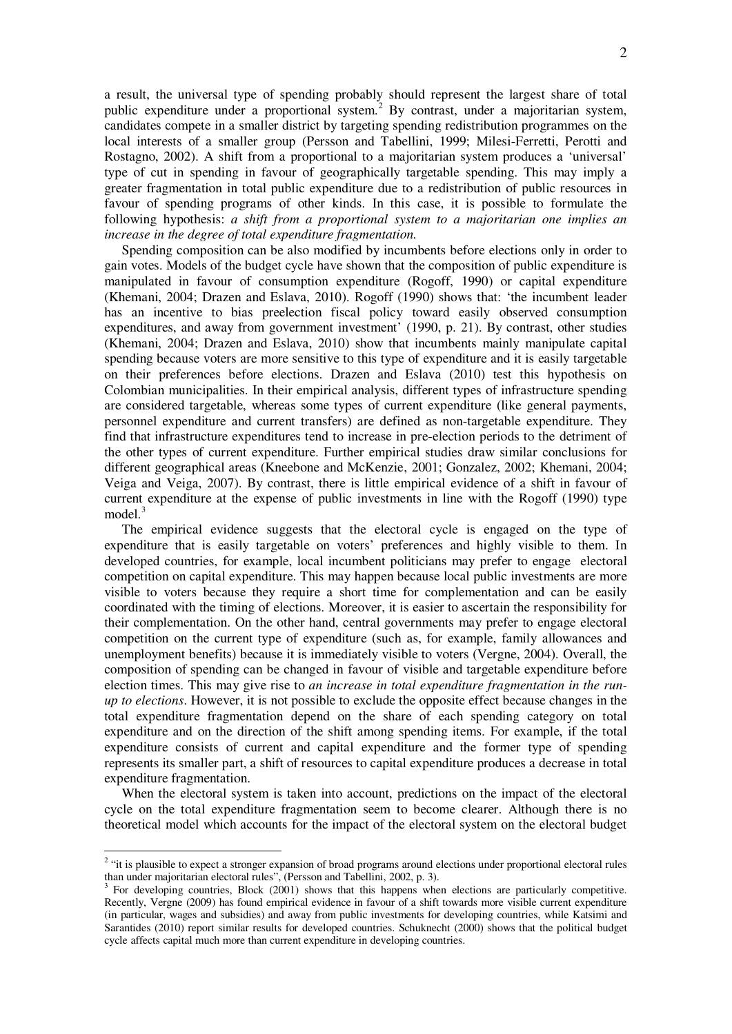a result, the universal type of spending probably should represent the largest share of total public expenditure under a proportional system.[2] By contrast, under a majoritarian system, candidates compete in a smaller district by targeting spending redistribution programmes on the local interests of a smaller group (Persson and Tabellini, 1999; Milesi-Ferretti, Perotti and Rostagno, 2002). A shift from a proportional to a majoritarian system produces a 'universal' type of cut in spending in favour of geographically targetable spending. This may imply a greater fragmentation in total public expenditure due to a redistribution of public resources in favour of spending programs of other kinds. In this case, it is possible to formulate the following hypothesis: *a shift from a proportional system to a majoritarian one implies an increase in the degree of total expenditure fragmentation.*

Spending composition can be also modified by incumbents before elections only in order to gain votes. Models of the budget cycle have shown that the composition of public expenditure is manipulated in favour of consumption expenditure (Rogoff, 1990) or capital expenditure (Khemani, 2004; Drazen and Eslava, 2010). Rogoff (1990) shows that: 'the incumbent leader has an incentive to bias preelection fiscal policy toward easily observed consumption expenditures, and away from government investment' (1990, p. 21). By contrast, other studies (Khemani, 2004; Drazen and Eslava, 2010) show that incumbents mainly manipulate capital spending because voters are more sensitive to this type of expenditure and it is easily targetable on their preferences before elections. Drazen and Eslava (2010) test this hypothesis on Colombian municipalities. In their empirical analysis, different types of infrastructure spending are considered targetable, whereas some types of current expenditure (like general payments, personnel expenditure and current transfers) are defined as non-targetable expenditure. They find that infrastructure expenditures tend to increase in pre-election periods to the detriment of the other types of current expenditure. Further empirical studies draw similar conclusions for different geographical areas (Kneebone and McKenzie, 2001; Gonzalez, 2002; Khemani, 2004; Veiga and Veiga, 2007). By contrast, there is little empirical evidence of a shift in favour of current expenditure at the expense of public investments in line with the Rogoff (1990) type model.[3]

The empirical evidence suggests that the electoral cycle is engaged on the type of expenditure that is easily targetable on voters' preferences and highly visible to them. In developed countries, for example, local incumbent politicians may prefer to engage electoral competition on capital expenditure. This may happen because local public investments are more visible to voters because they require a short time for complementation and can be easily coordinated with the timing of elections. Moreover, it is easier to ascertain the responsibility for their complementation. On the other hand, central governments may prefer to engage electoral competition on the current type of expenditure (such as, for example, family allowances and unemployment benefits) because it is immediately visible to voters (Vergne, 2004). Overall, the composition of spending can be changed in favour of visible and targetable expenditure before election times. This may give rise to *an increase in total expenditure fragmentation in the run-up to elections*. However, it is not possible to exclude the opposite effect because changes in the total expenditure fragmentation depend on the share of each spending category on total expenditure and on the direction of the shift among spending items. For example, if the total expenditure consists of current and capital expenditure and the former type of spending represents its smaller part, a shift of resources to capital expenditure produces a decrease in total expenditure fragmentation.

When the electoral system is taken into account, predictions on the impact of the electoral cycle on the total expenditure fragmentation seem to become clearer. Although there is no theoretical model which accounts for the impact of the electoral system on the electoral budget

[2] "it is plausible to expect a stronger expansion of broad programs around elections under proportional electoral rules than under majoritarian electoral rules", (Persson and Tabellini, 2002, p. 3).

[3] For developing countries, Block (2001) shows that this happens when elections are particularly competitive. Recently, Vergne (2009) has found empirical evidence in favour of a shift towards more visible current expenditure (in particular, wages and subsidies) and away from public investments for developing countries, while Katsimi and Sarantides (2010) report similar results for developed countries. Schuknecht (2000) shows that the political budget cycle affects capital much more than current expenditure in developing countries.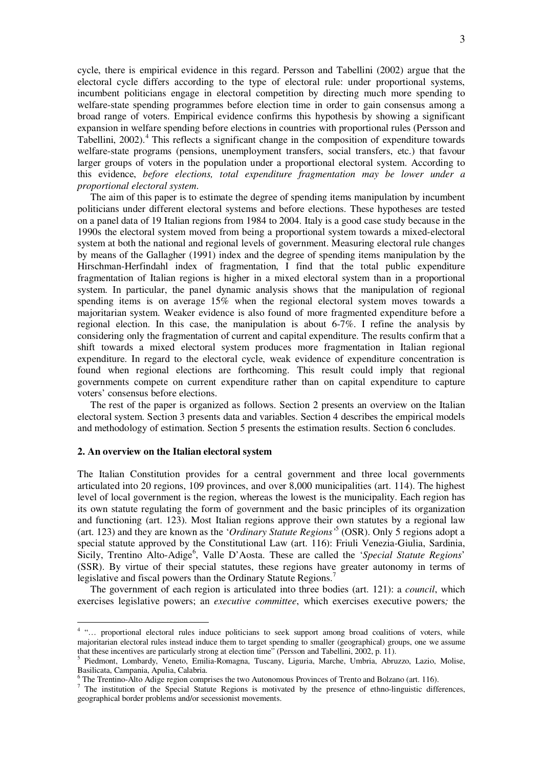cycle, there is empirical evidence in this regard. Persson and Tabellini (2002) argue that the electoral cycle differs according to the type of electoral rule: under proportional systems, incumbent politicians engage in electoral competition by directing much more spending to welfare-state spending programmes before election time in order to gain consensus among a broad range of voters. Empirical evidence confirms this hypothesis by showing a significant expansion in welfare spending before elections in countries with proportional rules (Persson and Tabellini, 2002).[4] This reflects a significant change in the composition of expenditure towards welfare-state programs (pensions, unemployment transfers, social transfers, etc.) that favour larger groups of voters in the population under a proportional electoral system. According to this evidence, *before elections, total expenditure fragmentation may be lower under a proportional electoral system*.

The aim of this paper is to estimate the degree of spending items manipulation by incumbent politicians under different electoral systems and before elections. These hypotheses are tested on a panel data of 19 Italian regions from 1984 to 2004. Italy is a good case study because in the 1990s the electoral system moved from being a proportional system towards a mixed-electoral system at both the national and regional levels of government. Measuring electoral rule changes by means of the Gallagher (1991) index and the degree of spending items manipulation by the Hirschman-Herfindahl index of fragmentation, I find that the total public expenditure fragmentation of Italian regions is higher in a mixed electoral system than in a proportional system. In particular, the panel dynamic analysis shows that the manipulation of regional spending items is on average 15% when the regional electoral system moves towards a majoritarian system. Weaker evidence is also found of more fragmented expenditure before a regional election. In this case, the manipulation is about 6-7%. I refine the analysis by considering only the fragmentation of current and capital expenditure. The results confirm that a shift towards a mixed electoral system produces more fragmentation in Italian regional expenditure. In regard to the electoral cycle, weak evidence of expenditure concentration is found when regional elections are forthcoming. This result could imply that regional governments compete on current expenditure rather than on capital expenditure to capture voters' consensus before elections.

The rest of the paper is organized as follows. Section 2 presents an overview on the Italian electoral system. Section 3 presents data and variables. Section 4 describes the empirical models and methodology of estimation. Section 5 presents the estimation results. Section 6 concludes.

## 2. An overview on the Italian electoral system

The Italian Constitution provides for a central government and three local governments articulated into 20 regions, 109 provinces, and over 8,000 municipalities (art. 114). The highest level of local government is the region, whereas the lowest is the municipality. Each region has its own statute regulating the form of government and the basic principles of its organization and functioning (art. 123). Most Italian regions approve their own statutes by a regional law (art. 123) and they are known as the '*Ordinary Statute Regions*'[5] (OSR). Only 5 regions adopt a special statute approved by the Constitutional Law (art. 116): Friuli Venezia-Giulia, Sardinia, Sicily, Trentino Alto-Adige[6], Valle D'Aosta. These are called the '*Special Statute Regions*' (SSR). By virtue of their special statutes, these regions have greater autonomy in terms of legislative and fiscal powers than the Ordinary Statute Regions.[7]

The government of each region is articulated into three bodies (art. 121): a *council*, which exercises legislative powers; an *executive committee*, which exercises executive powers*;* the

---

[4] "… proportional electoral rules induce politicians to seek support among broad coalitions of voters, while majoritarian electoral rules instead induce them to target spending to smaller (geographical) groups, one we assume that these incentives are particularly strong at election time" (Persson and Tabellini, 2002, p. 11).

[5] Piedmont, Lombardy, Veneto, Emilia-Romagna, Tuscany, Liguria, Marche, Umbria, Abruzzo, Lazio, Molise, Basilicata, Campania, Apulia, Calabria.

[6] The Trentino-Alto Adige region comprises the two Autonomous Provinces of Trento and Bolzano (art. 116).

[7] The institution of the Special Statute Regions is motivated by the presence of ethno-linguistic differences, geographical border problems and/or secessionist movements.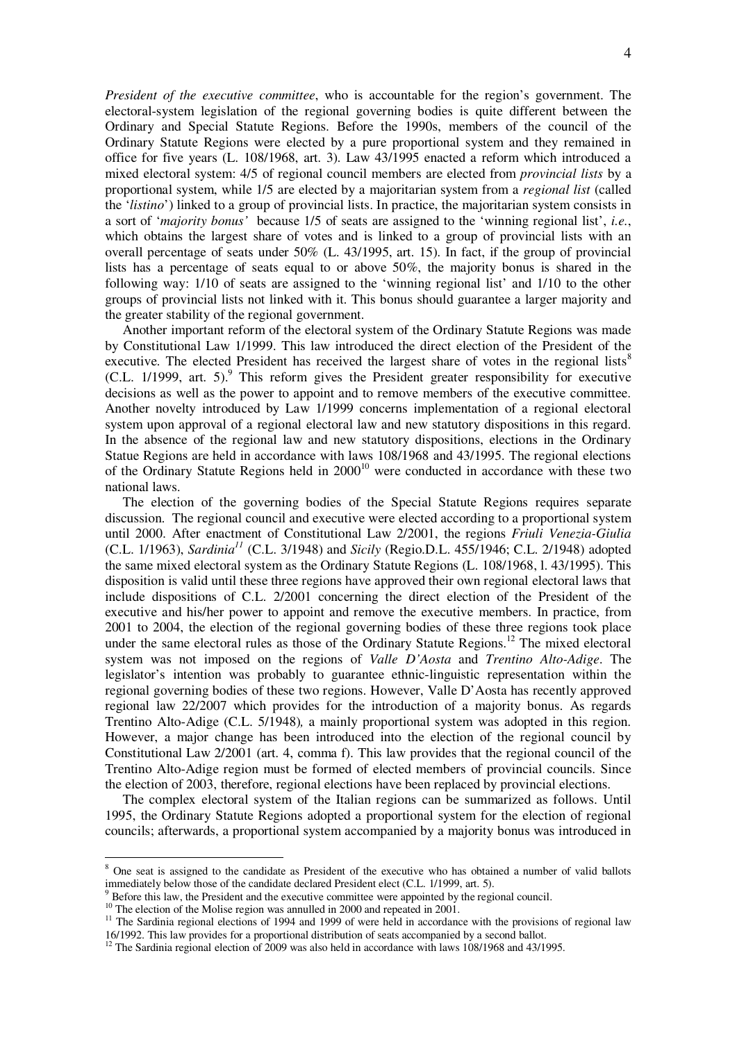*President of the executive committee*, who is accountable for the region's government. The electoral-system legislation of the regional governing bodies is quite different between the Ordinary and Special Statute Regions. Before the 1990s, members of the council of the Ordinary Statute Regions were elected by a pure proportional system and they remained in office for five years (L. 108/1968, art. 3). Law 43/1995 enacted a reform which introduced a mixed electoral system: 4/5 of regional council members are elected from *provincial lists* by a proportional system, while 1/5 are elected by a majoritarian system from a *regional list* (called the '*listino*') linked to a group of provincial lists. In practice, the majoritarian system consists in a sort of '*majority bonus'* because 1/5 of seats are assigned to the 'winning regional list', *i.e.*, which obtains the largest share of votes and is linked to a group of provincial lists with an overall percentage of seats under 50% (L. 43/1995, art. 15). In fact, if the group of provincial lists has a percentage of seats equal to or above 50%, the majority bonus is shared in the following way: 1/10 of seats are assigned to the 'winning regional list' and 1/10 to the other groups of provincial lists not linked with it. This bonus should guarantee a larger majority and the greater stability of the regional government.

Another important reform of the electoral system of the Ordinary Statute Regions was made by Constitutional Law 1/1999. This law introduced the direct election of the President of the executive. The elected President has received the largest share of votes in the regional lists[8] (C.L. 1/1999, art. 5).[9] This reform gives the President greater responsibility for executive decisions as well as the power to appoint and to remove members of the executive committee. Another novelty introduced by Law 1/1999 concerns implementation of a regional electoral system upon approval of a regional electoral law and new statutory dispositions in this regard. In the absence of the regional law and new statutory dispositions, elections in the Ordinary Statue Regions are held in accordance with laws 108/1968 and 43/1995. The regional elections of the Ordinary Statute Regions held in 2000[10] were conducted in accordance with these two national laws.

The election of the governing bodies of the Special Statute Regions requires separate discussion. The regional council and executive were elected according to a proportional system until 2000. After enactment of Constitutional Law 2/2001, the regions *Friuli Venezia-Giulia* (C.L. 1/1963), *Sardinia*[11] (C.L. 3/1948) and *Sicily* (Regio.D.L. 455/1946; C.L. 2/1948) adopted the same mixed electoral system as the Ordinary Statute Regions (L. 108/1968, l. 43/1995). This disposition is valid until these three regions have approved their own regional electoral laws that include dispositions of C.L. 2/2001 concerning the direct election of the President of the executive and his/her power to appoint and remove the executive members. In practice, from 2001 to 2004, the election of the regional governing bodies of these three regions took place under the same electoral rules as those of the Ordinary Statute Regions.[12] The mixed electoral system was not imposed on the regions of *Valle D'Aosta* and *Trentino Alto-Adige*. The legislator's intention was probably to guarantee ethnic-linguistic representation within the regional governing bodies of these two regions. However, Valle D'Aosta has recently approved regional law 22/2007 which provides for the introduction of a majority bonus. As regards Trentino Alto-Adige (C.L. 5/1948), a mainly proportional system was adopted in this region. However, a major change has been introduced into the election of the regional council by Constitutional Law 2/2001 (art. 4, comma f). This law provides that the regional council of the Trentino Alto-Adige region must be formed of elected members of provincial councils. Since the election of 2003, therefore, regional elections have been replaced by provincial elections.

The complex electoral system of the Italian regions can be summarized as follows. Until 1995, the Ordinary Statute Regions adopted a proportional system for the election of regional councils; afterwards, a proportional system accompanied by a majority bonus was introduced in

---

[8] One seat is assigned to the candidate as President of the executive who has obtained a number of valid ballots immediately below those of the candidate declared President elect (C.L. 1/1999, art. 5).

[9] Before this law, the President and the executive committee were appointed by the regional council.

[10] The election of the Molise region was annulled in 2000 and repeated in 2001.

[11] The Sardinia regional elections of 1994 and 1999 of were held in accordance with the provisions of regional law 16/1992. This law provides for a proportional distribution of seats accompanied by a second ballot.

[12] The Sardinia regional election of 2009 was also held in accordance with laws 108/1968 and 43/1995.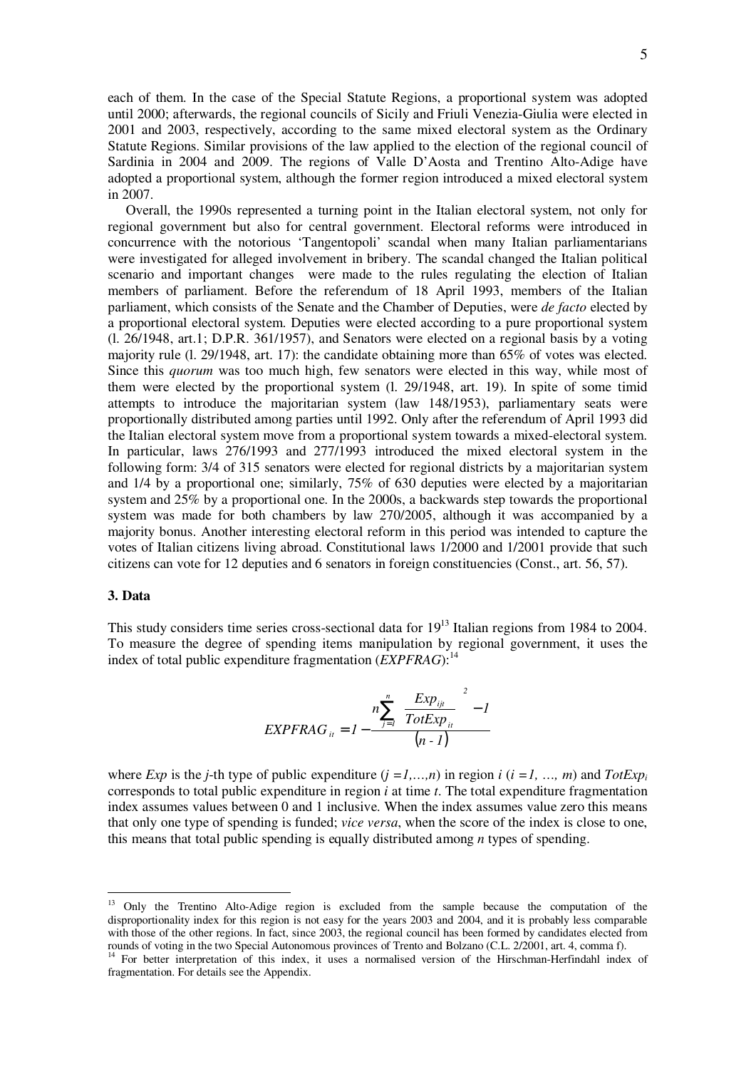each of them. In the case of the Special Statute Regions, a proportional system was adopted until 2000; afterwards, the regional councils of Sicily and Friuli Venezia-Giulia were elected in 2001 and 2003, respectively, according to the same mixed electoral system as the Ordinary Statute Regions. Similar provisions of the law applied to the election of the regional council of Sardinia in 2004 and 2009. The regions of Valle D'Aosta and Trentino Alto-Adige have adopted a proportional system, although the former region introduced a mixed electoral system in 2007.

Overall, the 1990s represented a turning point in the Italian electoral system, not only for regional government but also for central government. Electoral reforms were introduced in concurrence with the notorious 'Tangentopoli' scandal when many Italian parliamentarians were investigated for alleged involvement in bribery. The scandal changed the Italian political scenario and important changes were made to the rules regulating the election of Italian members of parliament. Before the referendum of 18 April 1993, members of the Italian parliament, which consists of the Senate and the Chamber of Deputies, were *de facto* elected by a proportional electoral system. Deputies were elected according to a pure proportional system (l. 26/1948, art.1; D.P.R. 361/1957), and Senators were elected on a regional basis by a voting majority rule (l. 29/1948, art. 17): the candidate obtaining more than 65% of votes was elected. Since this *quorum* was too much high, few senators were elected in this way, while most of them were elected by the proportional system (l. 29/1948, art. 19). In spite of some timid attempts to introduce the majoritarian system (law 148/1953), parliamentary seats were proportionally distributed among parties until 1992. Only after the referendum of April 1993 did the Italian electoral system move from a proportional system towards a mixed-electoral system. In particular, laws 276/1993 and 277/1993 introduced the mixed electoral system in the following form: 3/4 of 315 senators were elected for regional districts by a majoritarian system and 1/4 by a proportional one; similarly, 75% of 630 deputies were elected by a majoritarian system and 25% by a proportional one. In the 2000s, a backwards step towards the proportional system was made for both chambers by law 270/2005, although it was accompanied by a majority bonus. Another interesting electoral reform in this period was intended to capture the votes of Italian citizens living abroad. Constitutional laws 1/2000 and 1/2001 provide that such citizens can vote for 12 deputies and 6 senators in foreign constituencies (Const., art. 56, 57).

### 3. Data

This study considers time series cross-sectional data for 19[13] Italian regions from 1984 to 2004. To measure the degree of spending items manipulation by regional government, it uses the index of total public expenditure fragmentation (*EXPFRAG*):[14]

$$EXPFRAG_{it} = 1 - \frac{n\sum_{j=1}^{n}\left(\frac{Exp_{ijt}}{TotExp_{it}}\right)^{2} - 1}{(n-1)}$$

where *Exp* is the *j*-th type of public expenditure ($j = 1,\ldots,n$) in region *i* ($i = 1, \ldots, m$) and $TotExp_i$ corresponds to total public expenditure in region *i* at time *t*. The total expenditure fragmentation index assumes values between 0 and 1 inclusive. When the index assumes value zero this means that only one type of spending is funded; *vice versa*, when the score of the index is close to one, this means that total public spending is equally distributed among *n* types of spending.

---

[13] Only the Trentino Alto-Adige region is excluded from the sample because the computation of the disproportionality index for this region is not easy for the years 2003 and 2004, and it is probably less comparable with those of the other regions. In fact, since 2003, the regional council has been formed by candidates elected from rounds of voting in the two Special Autonomous provinces of Trento and Bolzano (C.L. 2/2001, art. 4, comma f).

[14] For better interpretation of this index, it uses a normalised version of the Hirschman-Herfindahl index of fragmentation. For details see the Appendix.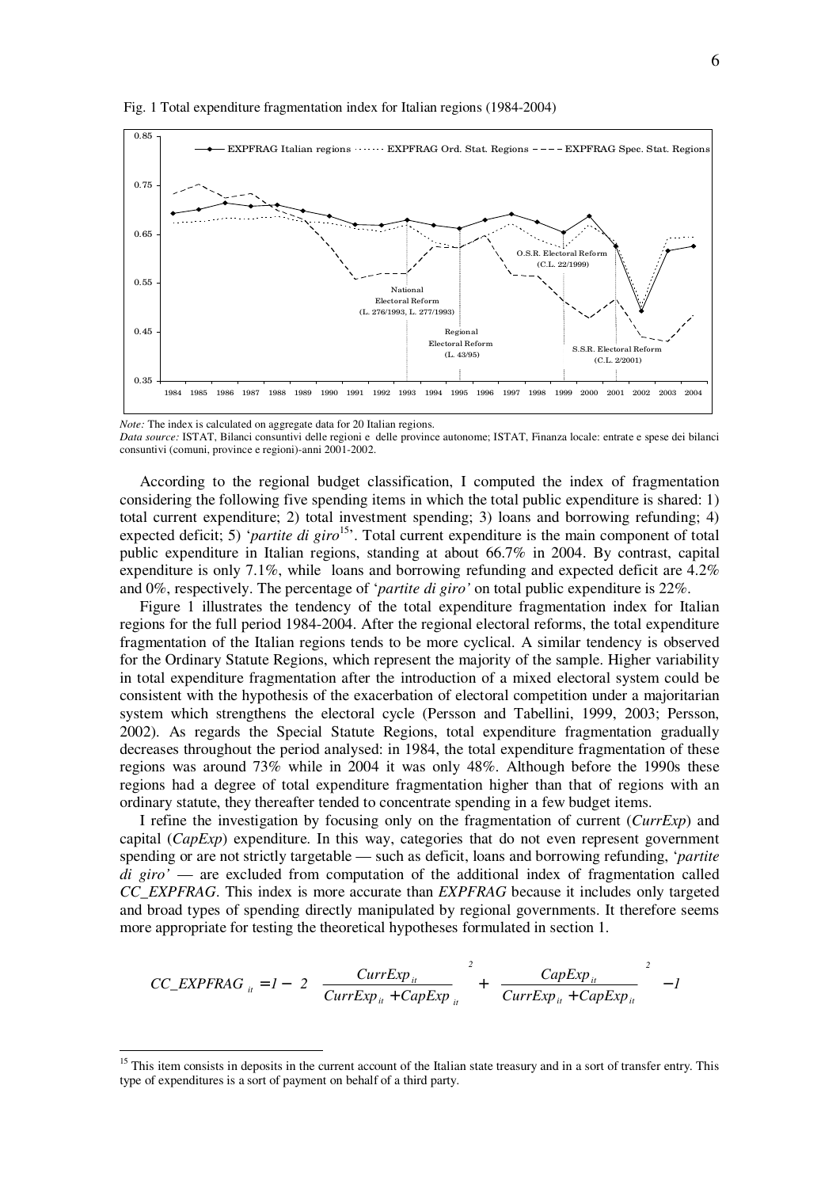Fig. 1 Total expenditure fragmentation index for Italian regions (1984-2004)

*Note:* The index is calculated on aggregate data for 20 Italian regions.
*Data source:* ISTAT, Bilanci consuntivi delle regioni e delle province autonome; ISTAT, Finanza locale: entrate e spese dei bilanci consuntivi (comuni, province e regioni)-anni 2001-2002.

According to the regional budget classification, I computed the index of fragmentation considering the following five spending items in which the total public expenditure is shared: 1) total current expenditure; 2) total investment spending; 3) loans and borrowing refunding; 4) expected deficit; 5) '*partite di giro*[15]'. Total current expenditure is the main component of total public expenditure in Italian regions, standing at about 66.7% in 2004. By contrast, capital expenditure is only 7.1%, while loans and borrowing refunding and expected deficit are 4.2% and 0%, respectively. The percentage of '*partite di giro'* on total public expenditure is 22%.

Figure 1 illustrates the tendency of the total expenditure fragmentation index for Italian regions for the full period 1984-2004. After the regional electoral reforms, the total expenditure fragmentation of the Italian regions tends to be more cyclical. A similar tendency is observed for the Ordinary Statute Regions, which represent the majority of the sample. Higher variability in total expenditure fragmentation after the introduction of a mixed electoral system could be consistent with the hypothesis of the exacerbation of electoral competition under a majoritarian system which strengthens the electoral cycle (Persson and Tabellini, 1999, 2003; Persson, 2002). As regards the Special Statute Regions, total expenditure fragmentation gradually decreases throughout the period analysed: in 1984, the total expenditure fragmentation of these regions was around 73% while in 2004 it was only 48%. Although before the 1990s these regions had a degree of total expenditure fragmentation higher than that of regions with an ordinary statute, they thereafter tended to concentrate spending in a few budget items.

I refine the investigation by focusing only on the fragmentation of current (*CurrExp*) and capital (*CapExp*) expenditure. In this way, categories that do not even represent government spending or are not strictly targetable — such as deficit, loans and borrowing refunding, '*partite di giro'* — are excluded from computation of the additional index of fragmentation called *CC_EXPFRAG*. This index is more accurate than *EXPFRAG* because it includes only targeted and broad types of spending directly manipulated by regional governments. It therefore seems more appropriate for testing the theoretical hypotheses formulated in section 1.

$$CC\_EXPFRAG_{it} = 1 - 2\left[\left(\frac{CurrExp_{it}}{CurrExp_{it} + CapExp_{it}}\right)^2 + \left(\frac{CapExp_{it}}{CurrExp_{it} + CapExp_{it}}\right)^2 - 1\right]$$

---

[15] This item consists in deposits in the current account of the Italian state treasury and in a sort of transfer entry. This type of expenditures is a sort of payment on behalf of a third party.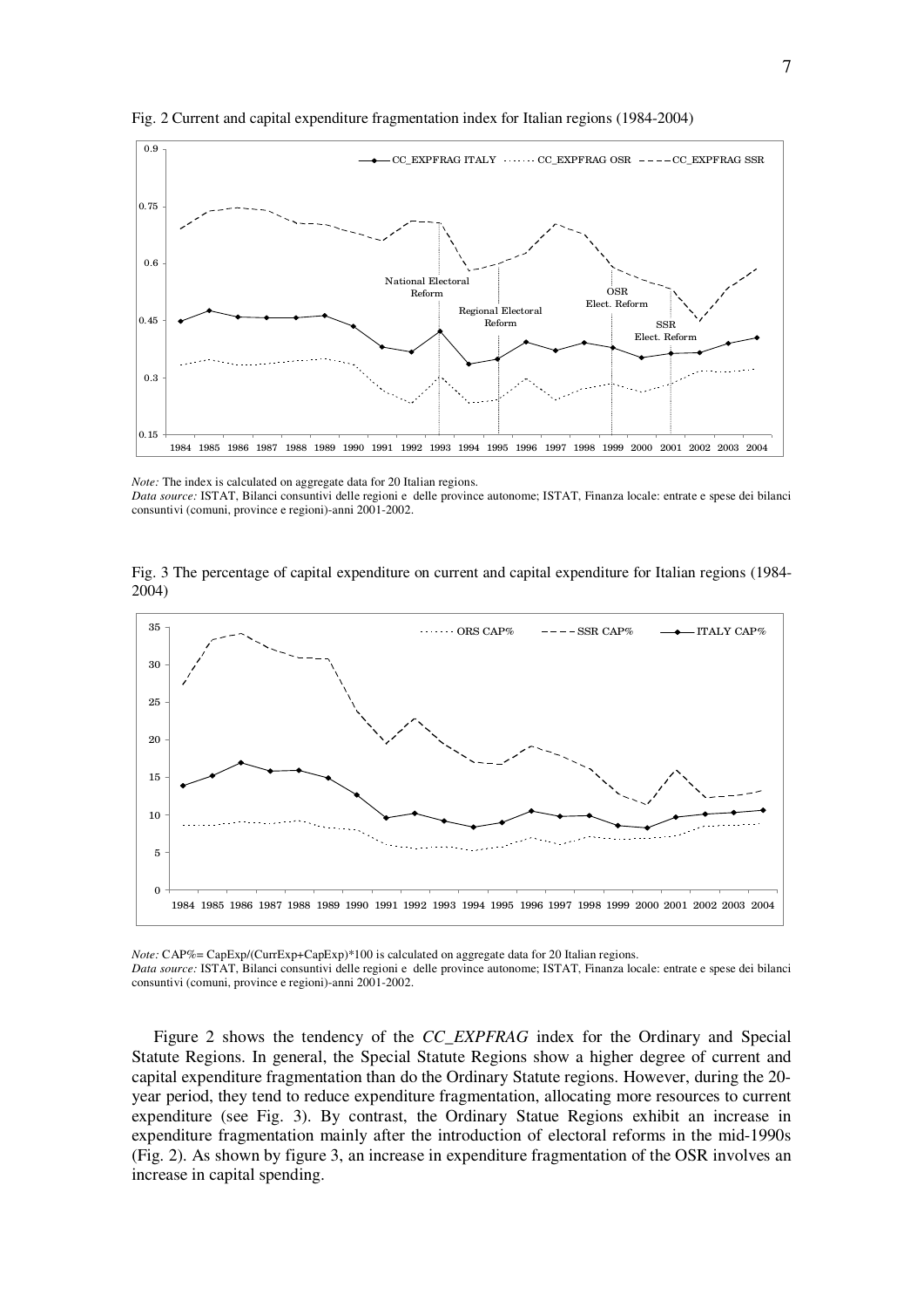Fig. 2 Current and capital expenditure fragmentation index for Italian regions (1984-2004)

*Note:* The index is calculated on aggregate data for 20 Italian regions.
*Data source:* ISTAT, Bilanci consuntivi delle regioni e delle province autonome; ISTAT, Finanza locale: entrate e spese dei bilanci consuntivi (comuni, province e regioni)-anni 2001-2002.

Fig. 3 The percentage of capital expenditure on current and capital expenditure for Italian regions (1984-2004)

*Note:* CAP%= CapExp/(CurrExp+CapExp)*100 is calculated on aggregate data for 20 Italian regions.
*Data source:* ISTAT, Bilanci consuntivi delle regioni e delle province autonome; ISTAT, Finanza locale: entrate e spese dei bilanci consuntivi (comuni, province e regioni)-anni 2001-2002.

Figure 2 shows the tendency of the *CC_EXPFRAG* index for the Ordinary and Special Statute Regions. In general, the Special Statute Regions show a higher degree of current and capital expenditure fragmentation than do the Ordinary Statute regions. However, during the 20-year period, they tend to reduce expenditure fragmentation, allocating more resources to current expenditure (see Fig. 3). By contrast, the Ordinary Statue Regions exhibit an increase in expenditure fragmentation mainly after the introduction of electoral reforms in the mid-1990s (Fig. 2). As shown by figure 3, an increase in expenditure fragmentation of the OSR involves an increase in capital spending.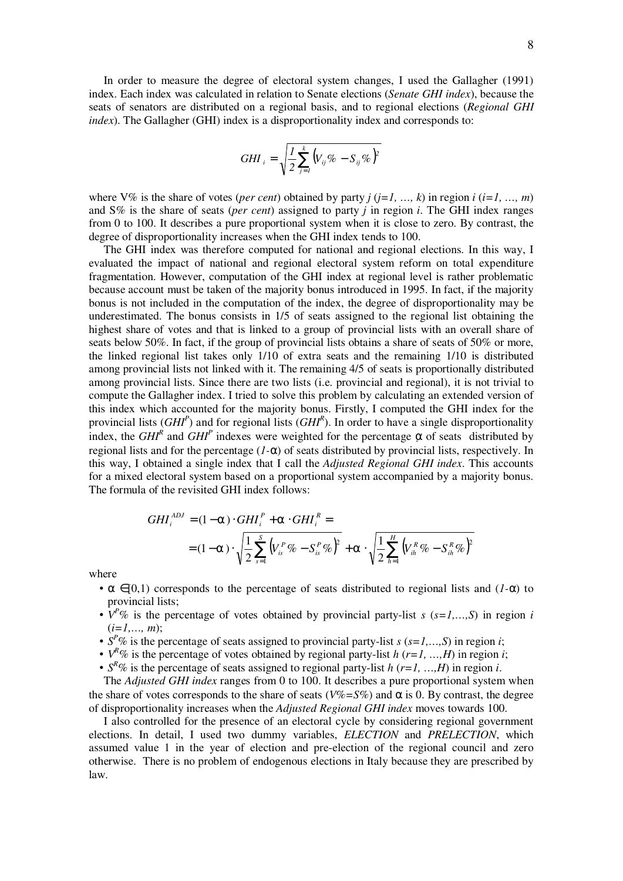In order to measure the degree of electoral system changes, I used the Gallagher (1991) index. Each index was calculated in relation to Senate elections (*Senate GHI index*), because the seats of senators are distributed on a regional basis, and to regional elections (*Regional GHI index*). The Gallagher (GHI) index is a disproportionality index and corresponds to:

$$GHI_i = \sqrt{\frac{1}{2}\sum_{j=1}^{k}\left(V_{ij}\% - S_{ij}\%\right)^2}$$

where V% is the share of votes (*per cent*) obtained by party $j$ ($j=1, \ldots, k$) in region $i$ ($i=1, \ldots, m$) and S% is the share of seats (*per cent*) assigned to party $j$ in region $i$. The GHI index ranges from 0 to 100. It describes a pure proportional system when it is close to zero. By contrast, the degree of disproportionality increases when the GHI index tends to 100.

The GHI index was therefore computed for national and regional elections. In this way, I evaluated the impact of national and regional electoral system reform on total expenditure fragmentation. However, computation of the GHI index at regional level is rather problematic because account must be taken of the majority bonus introduced in 1995. In fact, if the majority bonus is not included in the computation of the index, the degree of disproportionality may be underestimated. The bonus consists in 1/5 of seats assigned to the regional list obtaining the highest share of votes and that is linked to a group of provincial lists with an overall share of seats below 50%. In fact, if the group of provincial lists obtains a share of seats of 50% or more, the linked regional list takes only 1/10 of extra seats and the remaining 1/10 is distributed among provincial lists not linked with it. The remaining 4/5 of seats is proportionally distributed among provincial lists. Since there are two lists (i.e. provincial and regional), it is not trivial to compute the Gallagher index. I tried to solve this problem by calculating an extended version of this index which accounted for the majority bonus. Firstly, I computed the GHI index for the provincial lists ($GHI^P$) and for regional lists ($GHI^R$). In order to have a single disproportionality index, the $GHI^R$ and $GHI^P$ indexes were weighted for the percentage $\alpha$ of seats distributed by regional lists and for the percentage ($1-\alpha$) of seats distributed by provincial lists, respectively. In this way, I obtained a single index that I call the *Adjusted Regional GHI index*. This accounts for a mixed electoral system based on a proportional system accompanied by a majority bonus. The formula of the revisited GHI index follows:

$$\begin{aligned} GHI_i^{ADJ} &= (1-\alpha)\cdot GHI_i^P + \alpha \cdot GHI_i^R = \\ &= (1-\alpha)\cdot\sqrt{\frac{1}{2}\sum_{s=1}^{S}\left(V_{is}^P\% - S_{is}^P\%\right)^2} + \alpha\cdot\sqrt{\frac{1}{2}\sum_{h=1}^{H}\left(V_{ih}^R\% - S_{ih}^R\%\right)^2} \end{aligned}$$

where

- $\alpha \in [0,1)$ corresponds to the percentage of seats distributed to regional lists and ($1-\alpha$) to provincial lists;
- $V^P\%$ is the percentage of votes obtained by provincial party-list $s$ ($s=1,\ldots,S$) in region $i$ ($i=1,\ldots, m$);
- $S^P\%$ is the percentage of seats assigned to provincial party-list $s$ ($s=1,\ldots,S$) in region $i$;
- $V^R\%$ is the percentage of votes obtained by regional party-list $h$ ($r=1, \ldots,H$) in region $i$;
- $S^R\%$ is the percentage of seats assigned to regional party-list $h$ ($r=1, \ldots,H$) in region $i$.

The *Adjusted GHI index* ranges from 0 to 100. It describes a pure proportional system when the share of votes corresponds to the share of seats ($V\%=S\%$) and $\alpha$ is 0. By contrast, the degree of disproportionality increases when the *Adjusted Regional GHI index* moves towards 100.

I also controlled for the presence of an electoral cycle by considering regional government elections. In detail, I used two dummy variables, *ELECTION* and *PRELECTION*, which assumed value 1 in the year of election and pre-election of the regional council and zero otherwise. There is no problem of endogenous elections in Italy because they are prescribed by law.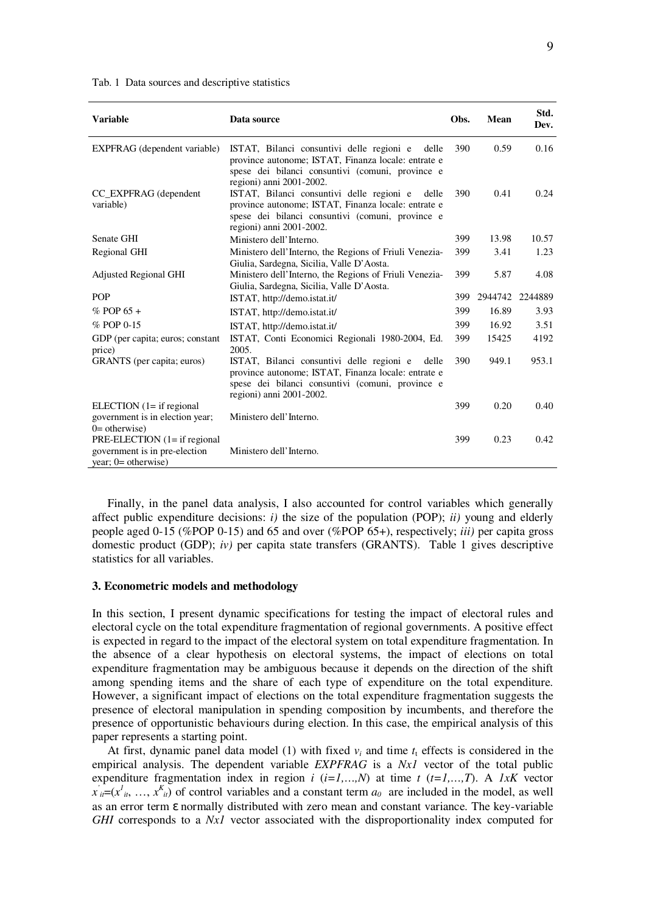Tab. 1 Data sources and descriptive statistics

| Variable | Data source | Obs. | Mean | Std. Dev. |
|---|---|---|---|---|
| EXPFRAG (dependent variable) | ISTAT, Bilanci consuntivi delle regioni e delle province autonome; ISTAT, Finanza locale: entrate e spese dei bilanci consuntivi (comuni, province e regioni) anni 2001-2002. | 390 | 0.59 | 0.16 |
| CC_EXPFRAG (dependent variable) | ISTAT, Bilanci consuntivi delle regioni e delle province autonome; ISTAT, Finanza locale: entrate e spese dei bilanci consuntivi (comuni, province e regioni) anni 2001-2002. | 390 | 0.41 | 0.24 |
| Senate GHI | Ministero dell'Interno. | 399 | 13.98 | 10.57 |
| Regional GHI | Ministero dell'Interno, the Regions of Friuli Venezia-Giulia, Sardegna, Sicilia, Valle D'Aosta. | 399 | 3.41 | 1.23 |
| Adjusted Regional GHI | Ministero dell'Interno, the Regions of Friuli Venezia-Giulia, Sardegna, Sicilia, Valle D'Aosta. | 399 | 5.87 | 4.08 |
| POP | ISTAT, http://demo.istat.it/ | 399 | 2944742 | 2244889 |
| % POP 65 + | ISTAT, http://demo.istat.it/ | 399 | 16.89 | 3.93 |
| % POP 0-15 | ISTAT, http://demo.istat.it/ | 399 | 16.92 | 3.51 |
| GDP (per capita; euros; constant price) | ISTAT, Conti Economici Regionali 1980-2004, Ed. 2005. | 399 | 15425 | 4192 |
| GRANTS (per capita; euros) | ISTAT, Bilanci consuntivi delle regioni e delle province autonome; ISTAT, Finanza locale: entrate e spese dei bilanci consuntivi (comuni, province e regioni) anni 2001-2002. | 390 | 949.1 | 953.1 |
| ELECTION (1= if regional government is in election year; 0= otherwise) | Ministero dell'Interno. | 399 | 0.20 | 0.40 |
| PRE-ELECTION (1= if regional government is in pre-election year; 0= otherwise) | Ministero dell'Interno. | 399 | 0.23 | 0.42 |

Finally, in the panel data analysis, I also accounted for control variables which generally affect public expenditure decisions: *i)* the size of the population (POP); *ii)* young and elderly people aged 0-15 (%POP 0-15) and 65 and over (%POP 65+), respectively; *iii)* per capita gross domestic product (GDP); *iv)* per capita state transfers (GRANTS). Table 1 gives descriptive statistics for all variables.

## 3. Econometric models and methodology

In this section, I present dynamic specifications for testing the impact of electoral rules and electoral cycle on the total expenditure fragmentation of regional governments. A positive effect is expected in regard to the impact of the electoral system on total expenditure fragmentation. In the absence of a clear hypothesis on electoral systems, the impact of elections on total expenditure fragmentation may be ambiguous because it depends on the direction of the shift among spending items and the share of each type of expenditure on the total expenditure. However, a significant impact of elections on the total expenditure fragmentation suggests the presence of electoral manipulation in spending composition by incumbents, and therefore the presence of opportunistic behaviours during election. In this case, the empirical analysis of this paper represents a starting point.

At first, dynamic panel data model (1) with fixed $v_i$ and time $t_t$ effects is considered in the empirical analysis. The dependent variable *EXPFRAG* is a *Nx1* vector of the total public expenditure fragmentation index in region $i$ ($i=1,\ldots,N$) at time $t$ ($t=1,\ldots,T$). A *1xK* vector $x'_{it}=(x^1_{it}, \ldots, x^K_{it})$ of control variables and a constant term $a_0$ are included in the model, as well as an error term $\varepsilon$ normally distributed with zero mean and constant variance. The key-variable *GHI* corresponds to a *Nx1* vector associated with the disproportionality index computed for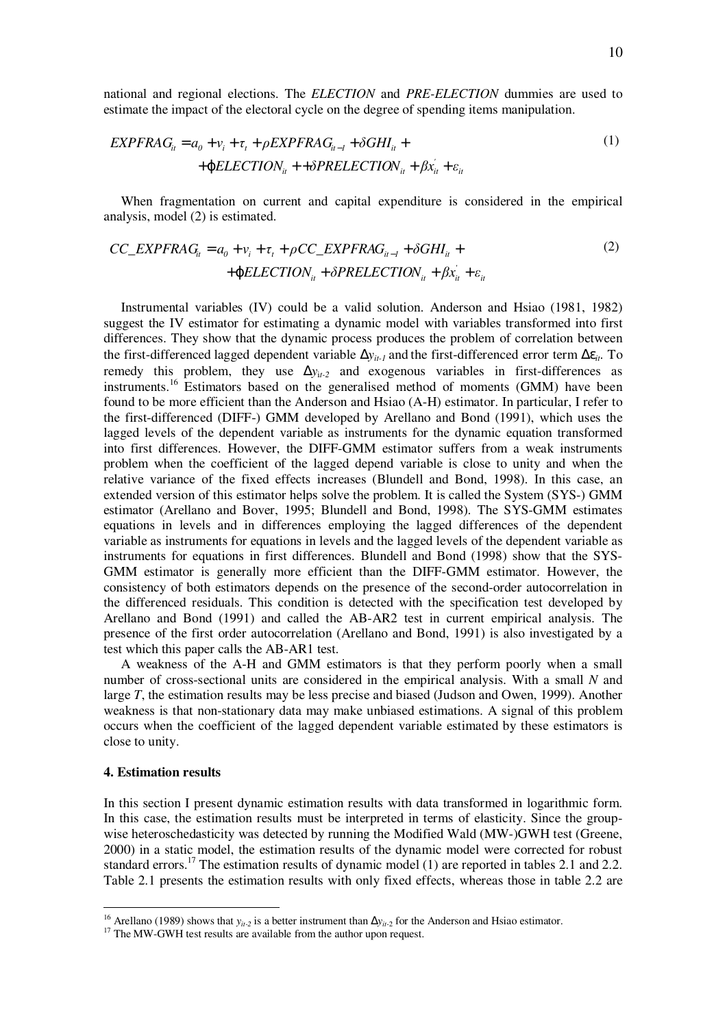national and regional elections. The *ELECTION* and *PRE-ELECTION* dummies are used to estimate the impact of the electoral cycle on the degree of spending items manipulation.

$$
\begin{aligned}
EXPFRAG_{it} = {} & a_0 + v_i + \tau_t + \rho EXPFRAG_{it-1} + \delta GHI_{it} + \\
& + \varphi ELECTION_{it} + + \delta PRELECTION_{it} + \beta x_{it}^{'} + \varepsilon_{it}
\end{aligned} \tag{1}
$$

When fragmentation on current and capital expenditure is considered in the empirical analysis, model (2) is estimated.

$$
\begin{aligned}
CC\_EXPFRAG_{it} = {} & a_0 + v_i + \tau_t + \rho CC\_EXPFRAG_{it-1} + \delta GHI_{it} + \\
& + \varphi ELECTION_{it} + \delta PRELECTION_{it} + \beta x_{it}^{'} + \varepsilon_{it}
\end{aligned} \tag{2}
$$

Instrumental variables (IV) could be a valid solution. Anderson and Hsiao (1981, 1982) suggest the IV estimator for estimating a dynamic model with variables transformed into first differences. They show that the dynamic process produces the problem of correlation between the first-differenced lagged dependent variable $\Delta y_{it-1}$ and the first-differenced error term $\Delta\varepsilon_{it}$. To remedy this problem, they use $\Delta y_{it-2}$ and exogenous variables in first-differences as instruments.[16] Estimators based on the generalised method of moments (GMM) have been found to be more efficient than the Anderson and Hsiao (A-H) estimator. In particular, I refer to the first-differenced (DIFF-) GMM developed by Arellano and Bond (1991), which uses the lagged levels of the dependent variable as instruments for the dynamic equation transformed into first differences. However, the DIFF-GMM estimator suffers from a weak instruments problem when the coefficient of the lagged depend variable is close to unity and when the relative variance of the fixed effects increases (Blundell and Bond, 1998). In this case, an extended version of this estimator helps solve the problem. It is called the System (SYS-) GMM estimator (Arellano and Bover, 1995; Blundell and Bond, 1998). The SYS-GMM estimates equations in levels and in differences employing the lagged differences of the dependent variable as instruments for equations in levels and the lagged levels of the dependent variable as instruments for equations in first differences. Blundell and Bond (1998) show that the SYS-GMM estimator is generally more efficient than the DIFF-GMM estimator. However, the consistency of both estimators depends on the presence of the second-order autocorrelation in the differenced residuals. This condition is detected with the specification test developed by Arellano and Bond (1991) and called the AB-AR2 test in current empirical analysis. The presence of the first order autocorrelation (Arellano and Bond, 1991) is also investigated by a test which this paper calls the AB-AR1 test.

A weakness of the A-H and GMM estimators is that they perform poorly when a small number of cross-sectional units are considered in the empirical analysis. With a small *N* and large *T*, the estimation results may be less precise and biased (Judson and Owen, 1999). Another weakness is that non-stationary data may make unbiased estimations. A signal of this problem occurs when the coefficient of the lagged dependent variable estimated by these estimators is close to unity.

## 4. Estimation results

In this section I present dynamic estimation results with data transformed in logarithmic form. In this case, the estimation results must be interpreted in terms of elasticity. Since the group-wise heteroschedasticity was detected by running the Modified Wald (MW-)GWH test (Greene, 2000) in a static model, the estimation results of the dynamic model were corrected for robust standard errors.[17] The estimation results of dynamic model (1) are reported in tables 2.1 and 2.2. Table 2.1 presents the estimation results with only fixed effects, whereas those in table 2.2 are

---

[16] Arellano (1989) shows that $y_{it-2}$ is a better instrument than $\Delta y_{it-2}$ for the Anderson and Hsiao estimator.

[17] The MW-GWH test results are available from the author upon request.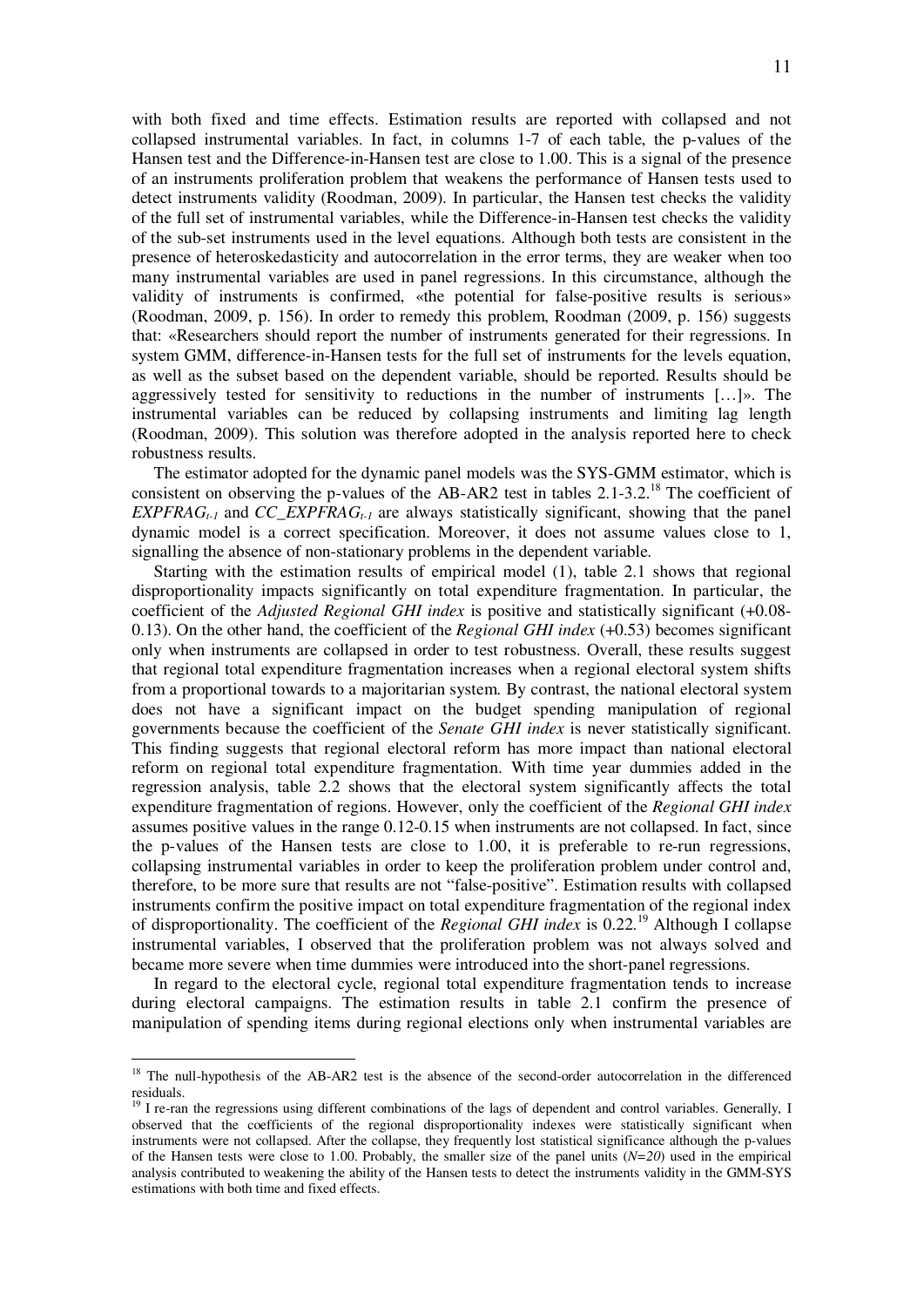with both fixed and time effects. Estimation results are reported with collapsed and not collapsed instrumental variables. In fact, in columns 1-7 of each table, the p-values of the Hansen test and the Difference-in-Hansen test are close to 1.00. This is a signal of the presence of an instruments proliferation problem that weakens the performance of Hansen tests used to detect instruments validity (Roodman, 2009). In particular, the Hansen test checks the validity of the full set of instrumental variables, while the Difference-in-Hansen test checks the validity of the sub-set instruments used in the level equations. Although both tests are consistent in the presence of heteroskedasticity and autocorrelation in the error terms, they are weaker when too many instrumental variables are used in panel regressions. In this circumstance, although the validity of instruments is confirmed, «the potential for false-positive results is serious» (Roodman, 2009, p. 156). In order to remedy this problem, Roodman (2009, p. 156) suggests that: «Researchers should report the number of instruments generated for their regressions. In system GMM, difference-in-Hansen tests for the full set of instruments for the levels equation, as well as the subset based on the dependent variable, should be reported. Results should be aggressively tested for sensitivity to reductions in the number of instruments […]». The instrumental variables can be reduced by collapsing instruments and limiting lag length (Roodman, 2009). This solution was therefore adopted in the analysis reported here to check robustness results.

The estimator adopted for the dynamic panel models was the SYS-GMM estimator, which is consistent on observing the p-values of the AB-AR2 test in tables 2.1-3.2.[18] The coefficient of $EXPFRAG_{t-1}$ and $CC\_EXPFRAG_{t-1}$ are always statistically significant, showing that the panel dynamic model is a correct specification. Moreover, it does not assume values close to 1, signalling the absence of non-stationary problems in the dependent variable.

Starting with the estimation results of empirical model (1), table 2.1 shows that regional disproportionality impacts significantly on total expenditure fragmentation. In particular, the coefficient of the *Adjusted Regional GHI index* is positive and statistically significant (+0.08-0.13). On the other hand, the coefficient of the *Regional GHI index* (+0.53) becomes significant only when instruments are collapsed in order to test robustness. Overall, these results suggest that regional total expenditure fragmentation increases when a regional electoral system shifts from a proportional towards to a majoritarian system. By contrast, the national electoral system does not have a significant impact on the budget spending manipulation of regional governments because the coefficient of the *Senate GHI index* is never statistically significant. This finding suggests that regional electoral reform has more impact than national electoral reform on regional total expenditure fragmentation. With time year dummies added in the regression analysis, table 2.2 shows that the electoral system significantly affects the total expenditure fragmentation of regions. However, only the coefficient of the *Regional GHI index* assumes positive values in the range 0.12-0.15 when instruments are not collapsed. In fact, since the p-values of the Hansen tests are close to 1.00, it is preferable to re-run regressions, collapsing instrumental variables in order to keep the proliferation problem under control and, therefore, to be more sure that results are not "false-positive". Estimation results with collapsed instruments confirm the positive impact on total expenditure fragmentation of the regional index of disproportionality. The coefficient of the *Regional GHI index* is 0.22.[19] Although I collapse instrumental variables, I observed that the proliferation problem was not always solved and became more severe when time dummies were introduced into the short-panel regressions.

In regard to the electoral cycle, regional total expenditure fragmentation tends to increase during electoral campaigns. The estimation results in table 2.1 confirm the presence of manipulation of spending items during regional elections only when instrumental variables are

---

[18] The null-hypothesis of the AB-AR2 test is the absence of the second-order autocorrelation in the differenced residuals.

[19] I re-ran the regressions using different combinations of the lags of dependent and control variables. Generally, I observed that the coefficients of the regional disproportionality indexes were statistically significant when instruments were not collapsed. After the collapse, they frequently lost statistical significance although the p-values of the Hansen tests were close to 1.00. Probably, the smaller size of the panel units ($N=20$) used in the empirical analysis contributed to weakening the ability of the Hansen tests to detect the instruments validity in the GMM-SYS estimations with both time and fixed effects.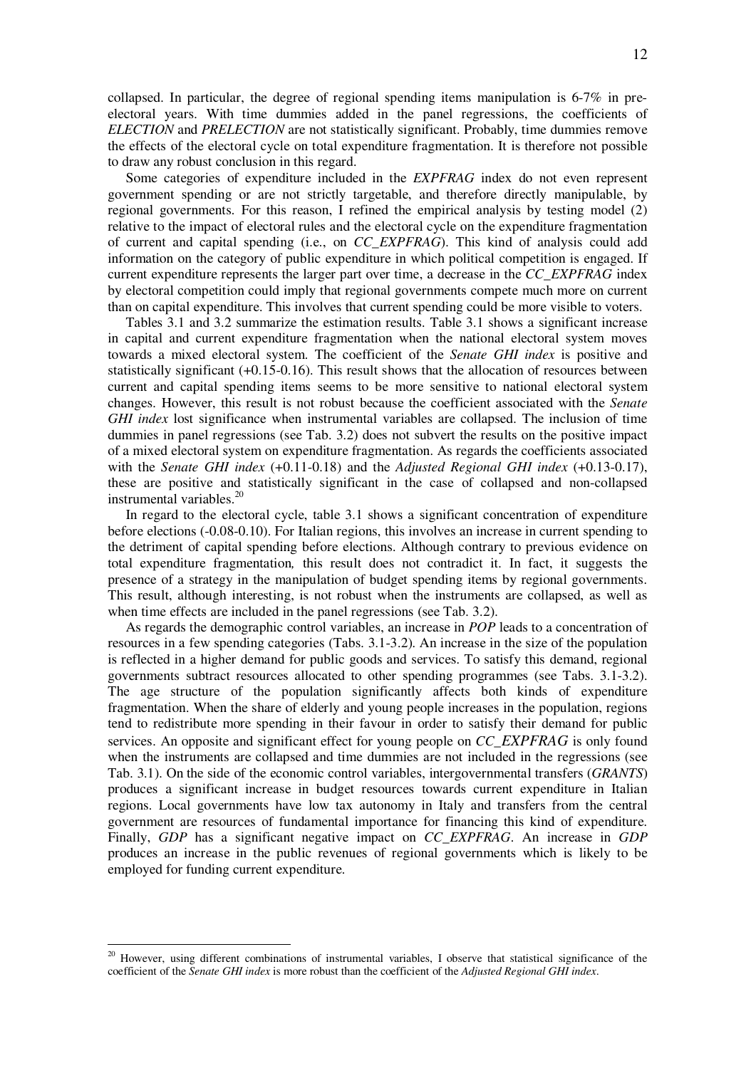collapsed. In particular, the degree of regional spending items manipulation is 6-7% in pre-electoral years. With time dummies added in the panel regressions, the coefficients of *ELECTION* and *PRELECTION* are not statistically significant. Probably, time dummies remove the effects of the electoral cycle on total expenditure fragmentation. It is therefore not possible to draw any robust conclusion in this regard.

Some categories of expenditure included in the *EXPFRAG* index do not even represent government spending or are not strictly targetable, and therefore directly manipulable, by regional governments. For this reason, I refined the empirical analysis by testing model (2) relative to the impact of electoral rules and the electoral cycle on the expenditure fragmentation of current and capital spending (i.e., on *CC_EXPFRAG*). This kind of analysis could add information on the category of public expenditure in which political competition is engaged. If current expenditure represents the larger part over time, a decrease in the *CC_EXPFRAG* index by electoral competition could imply that regional governments compete much more on current than on capital expenditure. This involves that current spending could be more visible to voters.

Tables 3.1 and 3.2 summarize the estimation results. Table 3.1 shows a significant increase in capital and current expenditure fragmentation when the national electoral system moves towards a mixed electoral system. The coefficient of the *Senate GHI index* is positive and statistically significant (+0.15-0.16). This result shows that the allocation of resources between current and capital spending items seems to be more sensitive to national electoral system changes. However, this result is not robust because the coefficient associated with the *Senate GHI index* lost significance when instrumental variables are collapsed. The inclusion of time dummies in panel regressions (see Tab. 3.2) does not subvert the results on the positive impact of a mixed electoral system on expenditure fragmentation. As regards the coefficients associated with the *Senate GHI index* (+0.11-0.18) and the *Adjusted Regional GHI index* (+0.13-0.17), these are positive and statistically significant in the case of collapsed and non-collapsed instrumental variables.[20]

In regard to the electoral cycle, table 3.1 shows a significant concentration of expenditure before elections (-0.08-0.10). For Italian regions, this involves an increase in current spending to the detriment of capital spending before elections. Although contrary to previous evidence on total expenditure fragmentation*,* this result does not contradict it. In fact, it suggests the presence of a strategy in the manipulation of budget spending items by regional governments. This result, although interesting, is not robust when the instruments are collapsed, as well as when time effects are included in the panel regressions (see Tab. 3.2).

As regards the demographic control variables, an increase in *POP* leads to a concentration of resources in a few spending categories (Tabs. 3.1-3.2). An increase in the size of the population is reflected in a higher demand for public goods and services. To satisfy this demand, regional governments subtract resources allocated to other spending programmes (see Tabs. 3.1-3.2). The age structure of the population significantly affects both kinds of expenditure fragmentation. When the share of elderly and young people increases in the population, regions tend to redistribute more spending in their favour in order to satisfy their demand for public services. An opposite and significant effect for young people on *CC_EXPFRAG* is only found when the instruments are collapsed and time dummies are not included in the regressions (see Tab. 3.1). On the side of the economic control variables, intergovernmental transfers (*GRANTS*) produces a significant increase in budget resources towards current expenditure in Italian regions. Local governments have low tax autonomy in Italy and transfers from the central government are resources of fundamental importance for financing this kind of expenditure. Finally, *GDP* has a significant negative impact on *CC_EXPFRAG*. An increase in *GDP* produces an increase in the public revenues of regional governments which is likely to be employed for funding current expenditure.

---

[20] However, using different combinations of instrumental variables, I observe that statistical significance of the coefficient of the *Senate GHI index* is more robust than the coefficient of the *Adjusted Regional GHI index*.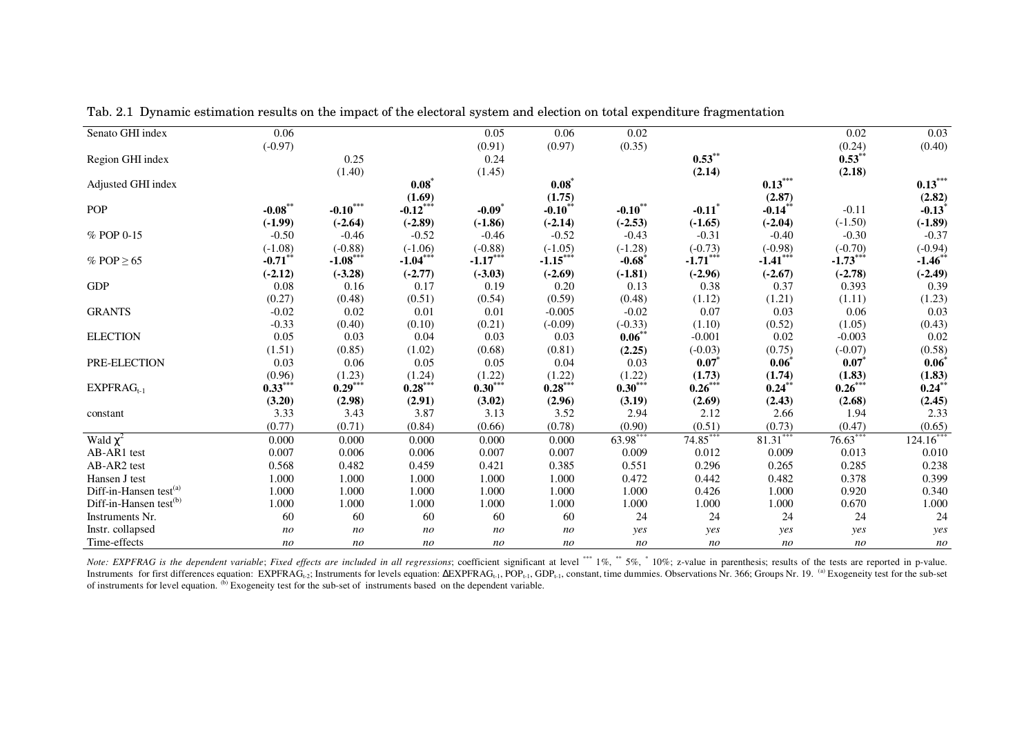Tab. 2.1 Dynamic estimation results on the impact of the electoral system and election on total expenditure fragmentation

| | (1) | (2) | (3) | (4) | (5) | (6) | (7) | (8) | (9) | (10) |
|---|---|---|---|---|---|---|---|---|---|---|
| Senato GHI index | 0.06 | | | 0.05 | 0.06 | 0.02 | | | 0.02 | 0.03 |
| | (-0.97) | | | (0.91) | (0.97) | (0.35) | | | (0.24) | (0.40) |
| Region GHI index | | 0.25 | | 0.24 | | | **0.53**$^{**}$ | | **0.53**$^{**}$ | |
| | | (1.40) | | (1.45) | | | **(2.14)** | | **(2.18)** | |
| Adjusted GHI index | | | **0.08**$^{*}$ | | **0.08**$^{*}$ | | | **0.13**$^{***}$ | | **0.13**$^{***}$ |
| | | | **(1.69)** | | **(1.75)** | | | **(2.87)** | | **(2.82)** |
| POP | **-0.08**$^{**}$ | **-0.10**$^{***}$ | **-0.12**$^{***}$ | **-0.09**$^{*}$ | **-0.10**$^{**}$ | **-0.10**$^{**}$ | **-0.11**$^{*}$ | **-0.14**$^{**}$ | -0.11 | **-0.13**$^{*}$ |
| | **(-1.99)** | **(-2.64)** | **(-2.89)** | **(-1.86)** | **(-2.14)** | **(-2.53)** | **(-1.65)** | **(-2.04)** | (-1.50) | **(-1.89)** |
| % POP 0-15 | -0.50 | -0.46 | -0.52 | -0.46 | -0.52 | -0.43 | -0.31 | -0.40 | -0.30 | -0.37 |
| | (-1.08) | (-0.88) | (-1.06) | (-0.88) | (-1.05) | (-1.28) | (-0.73) | (-0.98) | (-0.70) | (-0.94) |
| % POP ≥ 65 | **-0.71**$^{**}$ | **-1.08**$^{***}$ | **-1.04**$^{***}$ | **-1.17**$^{***}$ | **-1.15**$^{***}$ | **-0.68**$^{*}$ | **-1.71**$^{***}$ | **-1.41**$^{***}$ | **-1.73**$^{***}$ | **-1.46**$^{**}$ |
| | **(-2.12)** | **(-3.28)** | **(-2.77)** | **(-3.03)** | **(-2.69)** | **(-1.81)** | **(-2.96)** | **(-2.67)** | **(-2.78)** | **(-2.49)** |
| GDP | 0.08 | 0.16 | 0.17 | 0.19 | 0.20 | 0.13 | 0.38 | 0.37 | 0.393 | 0.39 |
| | (0.27) | (0.48) | (0.51) | (0.54) | (0.59) | (0.48) | (1.12) | (1.21) | (1.11) | (1.23) |
| GRANTS | -0.02 | 0.02 | 0.01 | 0.01 | -0.005 | -0.02 | 0.07 | 0.03 | 0.06 | 0.03 |
| | -0.33 | (0.40) | (0.10) | (0.21) | (-0.09) | (-0.33) | (1.10) | (0.52) | (1.05) | (0.43) |
| ELECTION | 0.05 | 0.03 | 0.04 | 0.03 | 0.03 | **0.06**$^{**}$ | -0.001 | 0.02 | -0.003 | 0.02 |
| | (1.51) | (0.85) | (1.02) | (0.68) | (0.81) | **(2.25)** | (-0.03) | (0.75) | (-0.07) | (0.58) |
| PRE-ELECTION | 0.03 | 0.06 | 0.05 | 0.05 | 0.04 | 0.03 | **0.07**$^{*}$ | **0.06**$^{*}$ | **0.07**$^{*}$ | **0.06**$^{*}$ |
| | (0.96) | (1.23) | (1.24) | (1.22) | (1.22) | (1.22) | **(1.73)** | **(1.74)** | **(1.83)** | **(1.83)** |
| $EXPFRAG_{t-1}$ | **0.33**$^{***}$ | **0.29**$^{***}$ | **0.28**$^{***}$ | **0.30**$^{***}$ | **0.28**$^{***}$ | **0.30**$^{***}$ | **0.26**$^{***}$ | **0.24**$^{**}$ | **0.26**$^{***}$ | **0.24**$^{**}$ |
| | **(3.20)** | **(2.98)** | **(2.91)** | **(3.02)** | **(2.96)** | **(3.19)** | **(2.69)** | **(2.43)** | **(2.68)** | **(2.45)** |
| constant | 3.33 | 3.43 | 3.87 | 3.13 | 3.52 | 2.94 | 2.12 | 2.66 | 1.94 | 2.33 |
| | (0.77) | (0.71) | (0.84) | (0.66) | (0.78) | (0.90) | (0.51) | (0.73) | (0.47) | (0.65) |
| Wald $\chi^2$ | 0.000 | 0.000 | 0.000 | 0.000 | 0.000 | 63.98$^{***}$ | 74.85$^{***}$ | 81.31$^{***}$ | 76.63$^{***}$ | 124.16$^{***}$ |
| AB-AR1 test | 0.007 | 0.006 | 0.006 | 0.007 | 0.007 | 0.009 | 0.012 | 0.009 | 0.013 | 0.010 |
| AB-AR2 test | 0.568 | 0.482 | 0.459 | 0.421 | 0.385 | 0.551 | 0.296 | 0.265 | 0.285 | 0.238 |
| Hansen J test | 1.000 | 1.000 | 1.000 | 1.000 | 1.000 | 0.472 | 0.442 | 0.482 | 0.378 | 0.399 |
| Diff-in-Hansen test[(a)] | 1.000 | 1.000 | 1.000 | 1.000 | 1.000 | 1.000 | 0.426 | 1.000 | 0.920 | 0.340 |
| Diff-in-Hansen test[(b)] | 1.000 | 1.000 | 1.000 | 1.000 | 1.000 | 1.000 | 1.000 | 1.000 | 0.670 | 1.000 |
| Instruments Nr. | 60 | 60 | 60 | 60 | 60 | 24 | 24 | 24 | 24 | 24 |
| Instr. collapsed | *no* | *no* | *no* | *no* | *no* | *yes* | *yes* | *yes* | *yes* | *yes* |
| Time-effects | *no* | *no* | *no* | *no* | *no* | *no* | *no* | *no* | *no* | *no* |

*Note: EXPFRAG is the dependent variable*; *Fixed effects are included in all regressions*; coefficient significant at level $^{***}$ 1%, $^{**}$ 5%, $^{*}$ 10%; z-value in parenthesis; results of the tests are reported in p-value. Instruments for first differences equation: $EXPFRAG_{t-2}$; Instruments for levels equation: $\Delta EXPFRAG_{t-1}$, $POP_{t-1}$, $GDP_{t-1}$, constant, time dummies. Observations Nr. 366; Groups Nr. 19. [(a)] Exogeneity test for the sub-set of instruments for level equation. [(b)] Exogeneity test for the sub-set of instruments based on the dependent variable.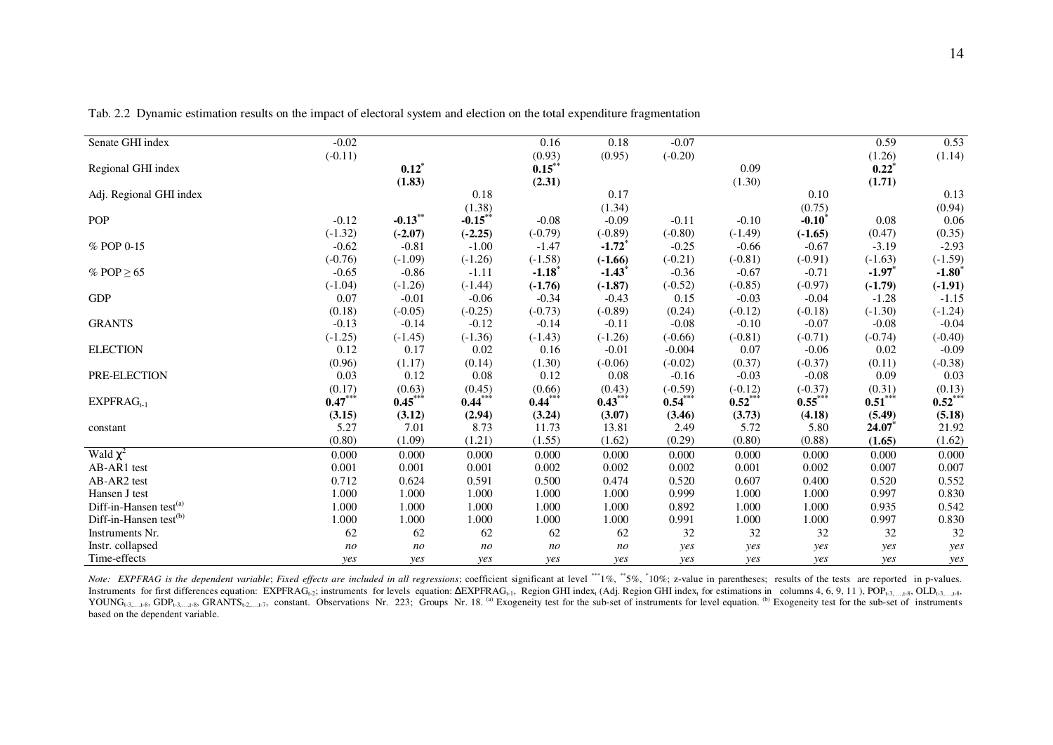Tab. 2.2 Dynamic estimation results on the impact of electoral system and election on the total expenditure fragmentation

| | | | | | | | | | | |
|---|---|---|---|---|---|---|---|---|---|---|
| Senate GHI index | -0.02 | | | 0.16 | 0.18 | -0.07 | | | 0.59 | 0.53 |
| | (-0.11) | | | (0.93) | (0.95) | (-0.20) | | | (1.26) | (1.14) |
| Regional GHI index | | **0.12*** | | **0.15**** | | | 0.09 | | **0.22*** | |
| | | **(1.83)** | | **(2.31)** | | | (1.30) | | **(1.71)** | |
| Adj. Regional GHI index | | | 0.18 | | 0.17 | | | 0.10 | | 0.13 |
| | | | (1.38) | | (1.34) | | | (0.75) | | (0.94) |
| POP | -0.12 | **-0.13**** | **-0.15**** | -0.08 | -0.09 | -0.11 | -0.10 | **-0.10*** | 0.08 | 0.06 |
| | (-1.32) | **(-2.07)** | **(-2.25)** | (-0.79) | (-0.89) | (-0.80) | (-1.49) | **(-1.65)** | (0.47) | (0.35) |
| % POP 0-15 | -0.62 | -0.81 | -1.00 | -1.47 | **-1.72*** | -0.25 | -0.66 | -0.67 | -3.19 | -2.93 |
| | (-0.76) | (-1.09) | (-1.26) | (-1.58) | **(-1.66)** | (-0.21) | (-0.81) | (-0.91) | (-1.63) | (-1.59) |
| % POP ≥ 65 | -0.65 | -0.86 | -1.11 | **-1.18*** | **-1.43*** | -0.36 | -0.67 | -0.71 | **-1.97*** | **-1.80*** |
| | (-1.04) | (-1.26) | (-1.44) | **(-1.76)** | **(-1.87)** | (-0.52) | (-0.85) | (-0.97) | **(-1.79)** | **(-1.91)** |
| GDP | 0.07 | -0.01 | -0.06 | -0.34 | -0.43 | 0.15 | -0.03 | -0.04 | -1.28 | -1.15 |
| | (0.18) | (-0.05) | (-0.25) | (-0.73) | (-0.89) | (0.24) | (-0.12) | (-0.18) | (-1.30) | (-1.24) |
| GRANTS | -0.13 | -0.14 | -0.12 | -0.14 | -0.11 | -0.08 | -0.10 | -0.07 | -0.08 | -0.04 |
| | (-1.25) | (-1.45) | (-1.36) | (-1.43) | (-1.26) | (-0.66) | (-0.81) | (-0.71) | (-0.74) | (-0.40) |
| ELECTION | 0.12 | 0.17 | 0.02 | 0.16 | -0.01 | -0.004 | 0.07 | -0.06 | 0.02 | -0.09 |
| | (0.96) | (1.17) | (0.14) | (1.30) | (-0.06) | (-0.02) | (0.37) | (-0.37) | (0.11) | (-0.38) |
| PRE-ELECTION | 0.03 | 0.12 | 0.08 | 0.12 | 0.08 | -0.16 | -0.03 | -0.08 | 0.09 | 0.03 |
| | (0.17) | (0.63) | (0.45) | (0.66) | (0.43) | (-0.59) | (-0.12) | (-0.37) | (0.31) | (0.13) |
| $EXPFRAG_{t-1}$ | **0.47***** | **0.45***** | **0.44***** | **0.44***** | **0.43***** | **0.54***** | **0.52***** | **0.55***** | **0.51***** | **0.52***** |
| | **(3.15)** | **(3.12)** | **(2.94)** | **(3.24)** | **(3.07)** | **(3.46)** | **(3.73)** | **(4.18)** | **(5.49)** | **(5.18)** |
| constant | 5.27 | 7.01 | 8.73 | 11.73 | 13.81 | 2.49 | 5.72 | 5.80 | **24.07*** | 21.92 |
| | (0.80) | (1.09) | (1.21) | (1.55) | (1.62) | (0.29) | (0.80) | (0.88) | **(1.65)** | (1.62) |
| Wald $\chi^2$ | 0.000 | 0.000 | 0.000 | 0.000 | 0.000 | 0.000 | 0.000 | 0.000 | 0.000 | 0.000 |
| AB-AR1 test | 0.001 | 0.001 | 0.001 | 0.002 | 0.002 | 0.002 | 0.001 | 0.002 | 0.007 | 0.007 |
| AB-AR2 test | 0.712 | 0.624 | 0.591 | 0.500 | 0.474 | 0.520 | 0.607 | 0.400 | 0.520 | 0.552 |
| Hansen J test | 1.000 | 1.000 | 1.000 | 1.000 | 1.000 | 0.999 | 1.000 | 1.000 | 0.997 | 0.830 |
| Diff-in-Hansen test[(a)] | 1.000 | 1.000 | 1.000 | 1.000 | 1.000 | 0.892 | 1.000 | 1.000 | 0.935 | 0.542 |
| Diff-in-Hansen test[(b)] | 1.000 | 1.000 | 1.000 | 1.000 | 1.000 | 0.991 | 1.000 | 1.000 | 0.997 | 0.830 |
| Instruments Nr. | 62 | 62 | 62 | 62 | 62 | 32 | 32 | 32 | 32 | 32 |
| Instr. collapsed | *no* | *no* | *no* | *no* | *no* | *yes* | *yes* | *yes* | *yes* | *yes* |
| Time-effects | *yes* | *yes* | *yes* | *yes* | *yes* | *yes* | *yes* | *yes* | *yes* | *yes* |

*Note: EXPFRAG is the dependent variable*; *Fixed effects are included in all regressions*; coefficient significant at level ***1%, **5%, *10%; z-value in parentheses; results of the tests are reported in p-values. Instruments for first differences equation: $EXPFRAG_{t-2}$; instruments for levels equation: $\Delta EXPFRAG_{t-1}$, Region GHI $index_t$ (Adj. Region GHI $index_t$ for estimations in columns 4, 6, 9, 11 ), $POP_{t-3,\ldots,t-8}$, $OLD_{t-3,\ldots,t-8}$, $YOUNG_{t-3,\ldots,t-8}$, $GDP_{t-3,\ldots,t-8}$, $GRANTS_{t-2,\ldots,t-7}$, constant. Observations Nr. 223; Groups Nr. 18. [(a)] Exogeneity test for the sub-set of instruments for level equation. [(b)] Exogeneity test for the sub-set of instruments based on the dependent variable.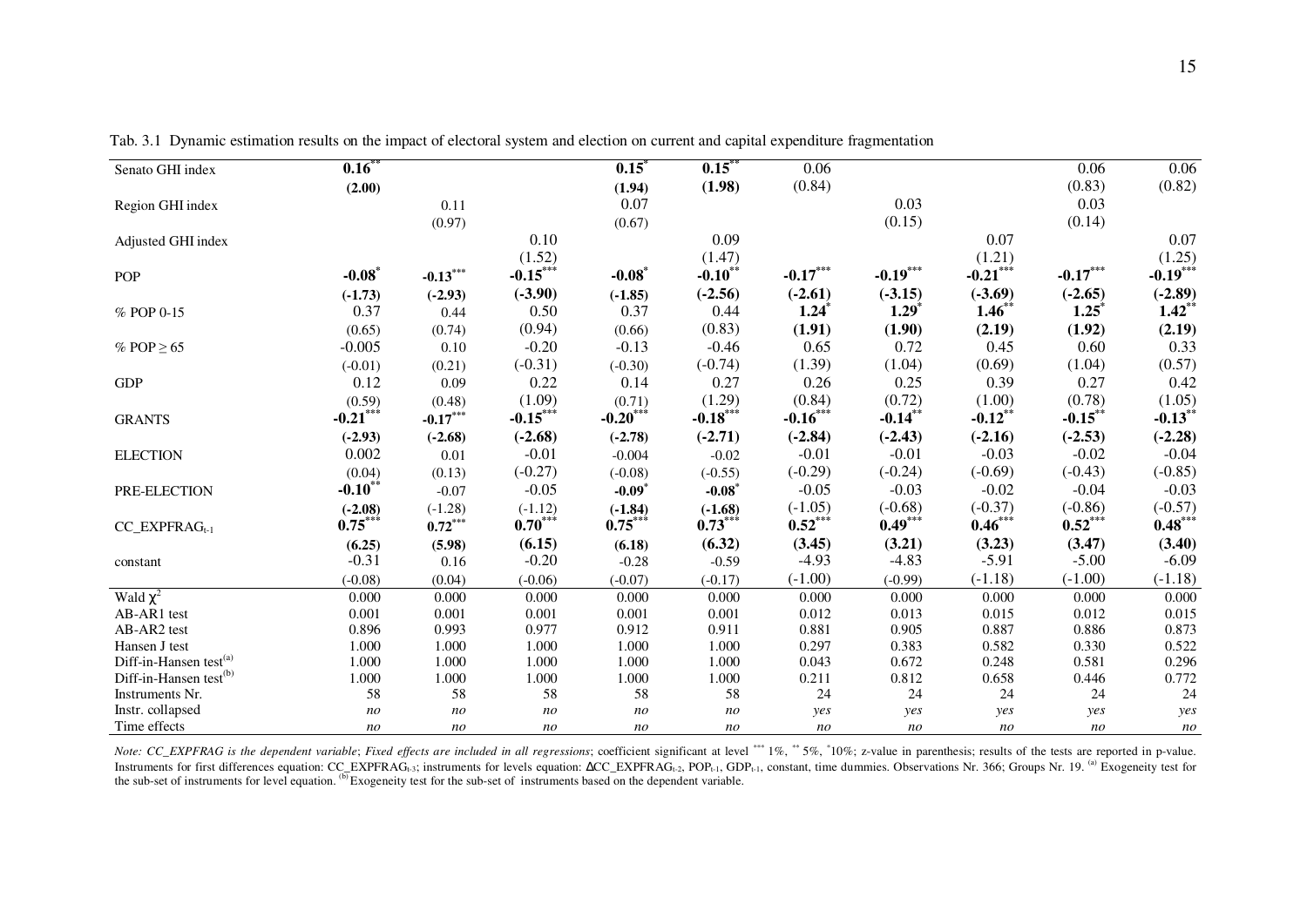Tab. 3.1 Dynamic estimation results on the impact of electoral system and election on current and capital expenditure fragmentation

| | (1) | (2) | (3) | (4) | (5) | (6) | (7) | (8) | (9) | (10) |
|---|---|---|---|---|---|---|---|---|---|---|
| Senato GHI index | **0.16**$^{**}$ | | | **0.15**$^{*}$ | **0.15**$^{**}$ | 0.06 | | | 0.06 | 0.06 |
| | **(2.00)** | | | **(1.94)** | **(1.98)** | (0.84) | | | (0.83) | (0.82) |
| Region GHI index | | 0.11 | | 0.07 | | | 0.03 | | 0.03 | |
| | | (0.97) | | (0.67) | | | (0.15) | | (0.14) | |
| Adjusted GHI index | | | 0.10 | | 0.09 | | | 0.07 | | 0.07 |
| | | | (1.52) | | (1.47) | | | (1.21) | | (1.25) |
| POP | **-0.08**$^{*}$ | **-0.13**$^{***}$ | **-0.15**$^{***}$ | **-0.08**$^{*}$ | **-0.10**$^{**}$ | **-0.17**$^{***}$ | **-0.19**$^{***}$ | **-0.21**$^{***}$ | **-0.17**$^{***}$ | **-0.19**$^{***}$ |
| | **(-1.73)** | **(-2.93)** | **(-3.90)** | **(-1.85)** | **(-2.56)** | **(-2.61)** | **(-3.15)** | **(-3.69)** | **(-2.65)** | **(-2.89)** |
| % POP 0-15 | 0.37 | 0.44 | 0.50 | 0.37 | 0.44 | **1.24**$^{*}$ | **1.29**$^{*}$ | **1.46**$^{**}$ | **1.25**$^{*}$ | **1.42**$^{**}$ |
| | (0.65) | (0.74) | (0.94) | (0.66) | (0.83) | **(1.91)** | **(1.90)** | **(2.19)** | **(1.92)** | **(2.19)** |
| % POP ≥ 65 | -0.005 | 0.10 | -0.20 | -0.13 | -0.46 | 0.65 | 0.72 | 0.45 | 0.60 | 0.33 |
| | (-0.01) | (0.21) | (-0.31) | (-0.30) | (-0.74) | (1.39) | (1.04) | (0.69) | (1.04) | (0.57) |
| GDP | 0.12 | 0.09 | 0.22 | 0.14 | 0.27 | 0.26 | 0.25 | 0.39 | 0.27 | 0.42 |
| | (0.59) | (0.48) | (1.09) | (0.71) | (1.29) | (0.84) | (0.72) | (1.00) | (0.78) | (1.05) |
| GRANTS | **-0.21**$^{***}$ | **-0.17**$^{***}$ | **-0.15**$^{***}$ | **-0.20**$^{***}$ | **-0.18**$^{***}$ | **-0.16**$^{***}$ | **-0.14**$^{**}$ | **-0.12**$^{**}$ | **-0.15**$^{**}$ | **-0.13**$^{**}$ |
| | **(-2.93)** | **(-2.68)** | **(-2.68)** | **(-2.78)** | **(-2.71)** | **(-2.84)** | **(-2.43)** | **(-2.16)** | **(-2.53)** | **(-2.28)** |
| ELECTION | 0.002 | 0.01 | -0.01 | -0.004 | -0.02 | -0.01 | -0.01 | -0.03 | -0.02 | -0.04 |
| | (0.04) | (0.13) | (-0.27) | (-0.08) | (-0.55) | (-0.29) | (-0.24) | (-0.69) | (-0.43) | (-0.85) |
| PRE-ELECTION | **-0.10**$^{**}$ | -0.07 | -0.05 | **-0.09**$^{*}$ | **-0.08**$^{*}$ | -0.05 | -0.03 | -0.02 | -0.04 | -0.03 |
| | **(-2.08)** | (-1.28) | (-1.12) | **(-1.84)** | **(-1.68)** | (-1.05) | (-0.68) | (-0.37) | (-0.86) | (-0.57) |
| $CC\_EXPFRAG_{t-1}$ | **0.75**$^{***}$ | **0.72**$^{***}$ | **0.70**$^{***}$ | **0.75**$^{***}$ | **0.73**$^{***}$ | **0.52**$^{***}$ | **0.49**$^{***}$ | **0.46**$^{***}$ | **0.52**$^{***}$ | **0.48**$^{***}$ |
| | **(6.25)** | **(5.98)** | **(6.15)** | **(6.18)** | **(6.32)** | **(3.45)** | **(3.21)** | **(3.23)** | **(3.47)** | **(3.40)** |
| constant | -0.31 | 0.16 | -0.20 | -0.28 | -0.59 | -4.93 | -4.83 | -5.91 | -5.00 | -6.09 |
| | (-0.08) | (0.04) | (-0.06) | (-0.07) | (-0.17) | (-1.00) | (-0.99) | (-1.18) | (-1.00) | (-1.18) |
| Wald $\chi^2$ | 0.000 | 0.000 | 0.000 | 0.000 | 0.000 | 0.000 | 0.000 | 0.000 | 0.000 | 0.000 |
| AB-AR1 test | 0.001 | 0.001 | 0.001 | 0.001 | 0.001 | 0.012 | 0.013 | 0.015 | 0.012 | 0.015 |
| AB-AR2 test | 0.896 | 0.993 | 0.977 | 0.912 | 0.911 | 0.881 | 0.905 | 0.887 | 0.886 | 0.873 |
| Hansen J test | 1.000 | 1.000 | 1.000 | 1.000 | 1.000 | 0.297 | 0.383 | 0.582 | 0.330 | 0.522 |
| Diff-in-Hansen test[(a)] | 1.000 | 1.000 | 1.000 | 1.000 | 1.000 | 0.043 | 0.672 | 0.248 | 0.581 | 0.296 |
| Diff-in-Hansen test[(b)] | 1.000 | 1.000 | 1.000 | 1.000 | 1.000 | 0.211 | 0.812 | 0.658 | 0.446 | 0.772 |
| Instruments Nr. | 58 | 58 | 58 | 58 | 58 | 24 | 24 | 24 | 24 | 24 |
| Instr. collapsed | *no* | *no* | *no* | *no* | *no* | *yes* | *yes* | *yes* | *yes* | *yes* |
| Time effects | *no* | *no* | *no* | *no* | *no* | *no* | *no* | *no* | *no* | *no* |

*Note: CC_EXPFRAG is the dependent variable*; *Fixed effects are included in all regressions*; coefficient significant at level $^{***}$ 1%, $^{**}$ 5%, $^{*}$10%; z-value in parenthesis; results of the tests are reported in p-value. Instruments for first differences equation: $CC\_EXPFRAG_{t-3}$; instruments for levels equation: $\Delta CC\_EXPFRAG_{t-2}$, $POP_{t-1}$, $GDP_{t-1}$, constant, time dummies. Observations Nr. 366; Groups Nr. 19. [(a)] Exogeneity test for the sub-set of instruments for level equation. [(b)] Exogeneity test for the sub-set of instruments based on the dependent variable.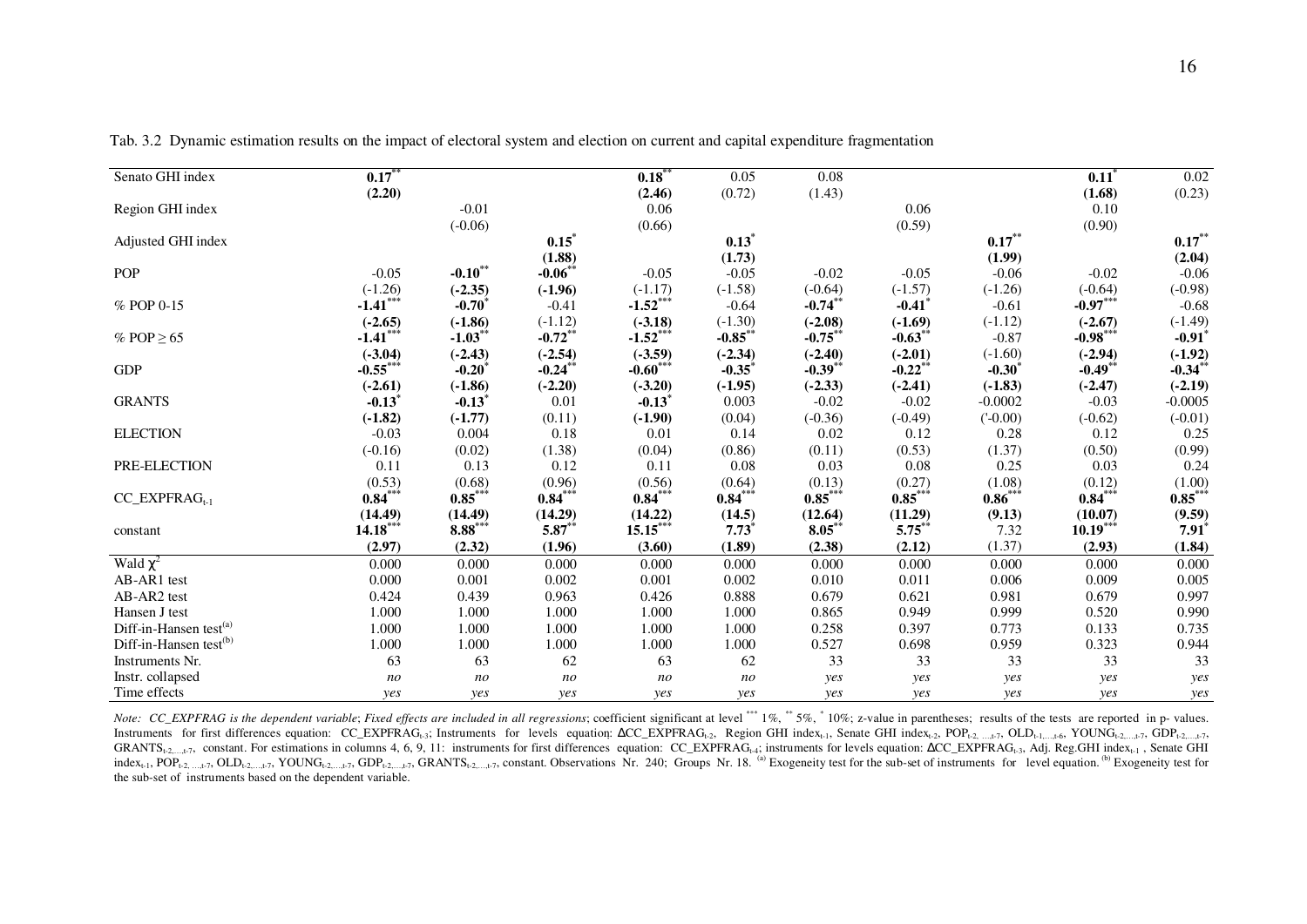Tab. 3.2 Dynamic estimation results on the impact of electoral system and election on current and capital expenditure fragmentation

| | (1) | (2) | (3) | (4) | (5) | (6) | (7) | (8) | (9) | (10) |
|---|---|---|---|---|---|---|---|---|---|---|
| Senato GHI index | **0.17**** | | | **0.18**** | 0.05 | 0.08 | | | **0.11*** | 0.02 |
| | **(2.20)** | | | **(2.46)** | (0.72) | (1.43) | | | **(1.68)** | (0.23) |
| Region GHI index | | -0.01 | | 0.06 | | | 0.06 | | 0.10 | |
| | | (-0.06) | | (0.66) | | | (0.59) | | (0.90) | |
| Adjusted GHI index | | | **0.15*** | | **0.13*** | | | **0.17**** | | **0.17**** |
| | | | **(1.88)** | | **(1.73)** | | | **(1.99)** | | **(2.04)** |
| POP | -0.05 | **-0.10**** | **-0.06**** | -0.05 | -0.05 | -0.02 | -0.05 | -0.06 | -0.02 | -0.06 |
| | (-1.26) | **(-2.35)** | **(-1.96)** | (-1.17) | (-1.58) | (-0.64) | (-1.57) | (-1.26) | (-0.64) | (-0.98) |
| % POP 0-15 | **-1.41***** | **-0.70*** | -0.41 | **-1.52***** | -0.64 | **-0.74**** | **-0.41*** | -0.61 | **-0.97***** | -0.68 |
| | **(-2.65)** | **(-1.86)** | (-1.12) | **(-3.18)** | (-1.30) | **(-2.08)** | **(-1.69)** | (-1.12) | **(-2.67)** | (-1.49) |
| % POP ≥ 65 | **-1.41***** | **-1.03**** | **-0.72**** | **-1.52***** | **-0.85**** | **-0.75**** | **-0.63**** | -0.87 | **-0.98***** | **-0.91*** |
| | **(-3.04)** | **(-2.43)** | **(-2.54)** | **(-3.59)** | **(-2.34)** | **(-2.40)** | **(-2.01)** | (-1.60) | **(-2.94)** | **(-1.92)** |
| GDP | **-0.55***** | **-0.20*** | **-0.24**** | **-0.60***** | **-0.35*** | **-0.39**** | **-0.22**** | **-0.30*** | **-0.49**** | **-0.34**** |
| | **(-2.61)** | **(-1.86)** | **(-2.20)** | **(-3.20)** | **(-1.95)** | **(-2.33)** | **(-2.41)** | **(-1.83)** | **(-2.47)** | **(-2.19)** |
| GRANTS | **-0.13*** | **-0.13*** | 0.01 | **-0.13*** | 0.003 | -0.02 | -0.02 | -0.0002 | -0.03 | -0.0005 |
| | **(-1.82)** | **(-1.77)** | (0.11) | **(-1.90)** | (0.04) | (-0.36) | (-0.49) | ('-0.00) | (-0.62) | (-0.01) |
| ELECTION | -0.03 | 0.004 | 0.18 | 0.01 | 0.14 | 0.02 | 0.12 | 0.28 | 0.12 | 0.25 |
| | (-0.16) | (0.02) | (1.38) | (0.04) | (0.86) | (0.11) | (0.53) | (1.37) | (0.50) | (0.99) |
| PRE-ELECTION | 0.11 | 0.13 | 0.12 | 0.11 | 0.08 | 0.03 | 0.08 | 0.25 | 0.03 | 0.24 |
| | (0.53) | (0.68) | (0.96) | (0.56) | (0.64) | (0.13) | (0.27) | (1.08) | (0.12) | (1.00) |
| $CC\_EXPFRAG_{t-1}$ | **0.84***** | **0.85***** | **0.84***** | **0.84***** | **0.84***** | **0.85***** | **0.85***** | **0.86***** | **0.84***** | **0.85***** |
| | **(14.49)** | **(14.49)** | **(14.29)** | **(14.22)** | **(14.5)** | **(12.64)** | **(11.29)** | **(9.13)** | **(10.07)** | **(9.59)** |
| constant | **14.18***** | **8.88***** | **5.87**** | **15.15***** | **7.73*** | **8.05**** | **5.75**** | 7.32 | **10.19***** | **7.91*** |
| | **(2.97)** | **(2.32)** | **(1.96)** | **(3.60)** | **(1.89)** | **(2.38)** | **(2.12)** | (1.37) | **(2.93)** | **(1.84)** |
| Wald $\chi^2$ | 0.000 | 0.000 | 0.000 | 0.000 | 0.000 | 0.000 | 0.000 | 0.000 | 0.000 | 0.000 |
| AB-AR1 test | 0.000 | 0.001 | 0.002 | 0.001 | 0.002 | 0.010 | 0.011 | 0.006 | 0.009 | 0.005 |
| AB-AR2 test | 0.424 | 0.439 | 0.963 | 0.426 | 0.888 | 0.679 | 0.621 | 0.981 | 0.679 | 0.997 |
| Hansen J test | 1.000 | 1.000 | 1.000 | 1.000 | 1.000 | 0.865 | 0.949 | 0.999 | 0.520 | 0.990 |
| Diff-in-Hansen test[(a)] | 1.000 | 1.000 | 1.000 | 1.000 | 1.000 | 0.258 | 0.397 | 0.773 | 0.133 | 0.735 |
| Diff-in-Hansen test[(b)] | 1.000 | 1.000 | 1.000 | 1.000 | 1.000 | 0.527 | 0.698 | 0.959 | 0.323 | 0.944 |
| Instruments Nr. | 63 | 63 | 62 | 63 | 62 | 33 | 33 | 33 | 33 | 33 |
| Instr. collapsed | *no* | *no* | *no* | *no* | *no* | *yes* | *yes* | *yes* | *yes* | *yes* |
| Time effects | *yes* | *yes* | *yes* | *yes* | *yes* | *yes* | *yes* | *yes* | *yes* | *yes* |

*Note: CC_EXPFRAG is the dependent variable*; *Fixed effects are included in all regressions*; coefficient significant at level *** 1%, ** 5%, * 10%; z-value in parentheses; results of the tests are reported in p- values. Instruments for first differences equation: $CC\_EXPFRAG_{t-3}$; Instruments for levels equation: $\Delta CC\_EXPFRAG_{t-2}$, Region GHI $index_{t-1}$, Senate GHI $index_{t-2}$, $POP_{t-2,\ldots,t-7}$, $OLD_{t-1,\ldots,t-6}$, $YOUNG_{t-2,\ldots,t-7}$, $GDP_{t-2,\ldots,t-7}$, $GRANTS_{t-2,\ldots,t-7}$, constant. For estimations in columns 4, 6, 9, 11: instruments for first differences equation: $CC\_EXPFRAG_{t-4}$; instruments for levels equation: $\Delta CC\_EXPFRAG_{t-3}$, Adj. Reg.GHI $index_{t-1}$, Senate GHI $index_{t-1}$, $POP_{t-2,\ldots,t-7}$, $OLD_{t-2,\ldots,t-7}$, $YOUNG_{t-2,\ldots,t-7}$, $GDP_{t-2,\ldots,t-7}$, $GRANTS_{t-2,\ldots,t-7}$, constant. Observations Nr. 240; Groups Nr. 18. [(a)] Exogeneity test for the sub-set of instruments for level equation. [(b)] Exogeneity test for the sub-set of instruments based on the dependent variable.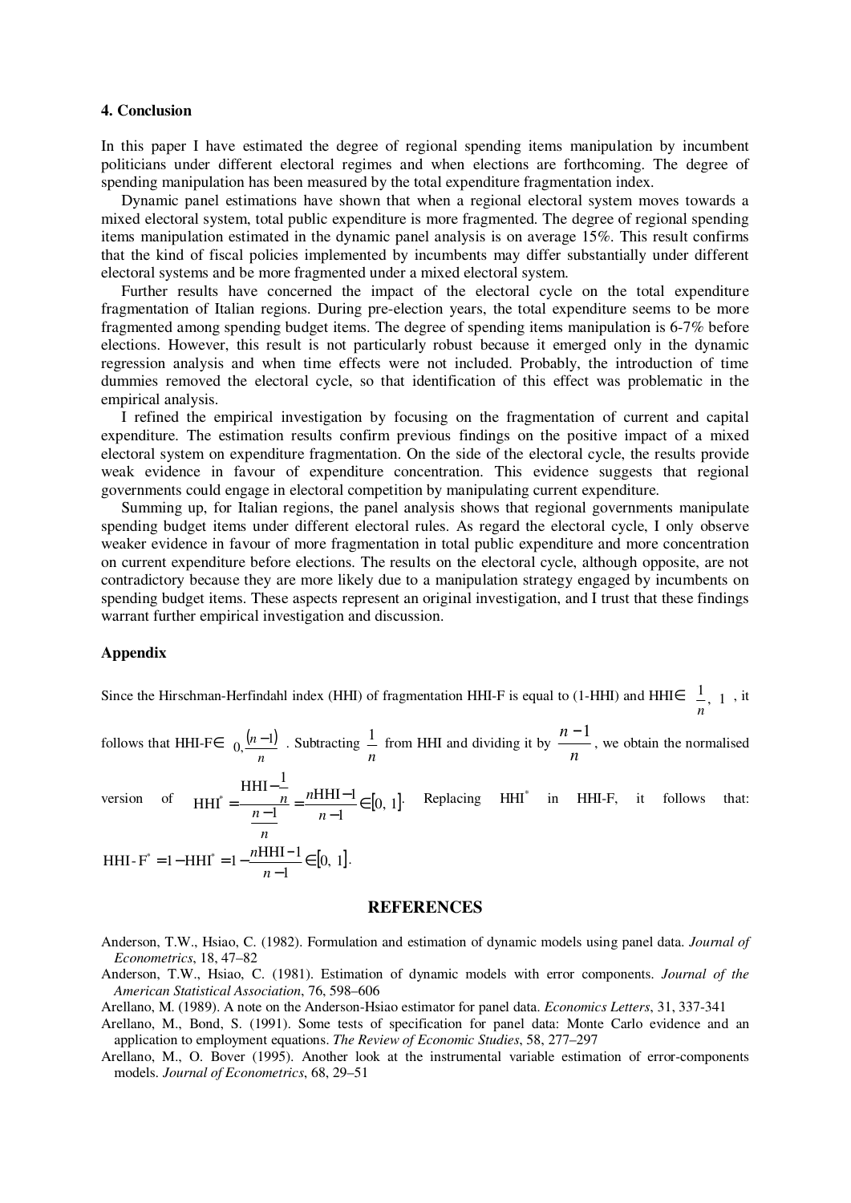## 4. Conclusion

In this paper I have estimated the degree of regional spending items manipulation by incumbent politicians under different electoral regimes and when elections are forthcoming. The degree of spending manipulation has been measured by the total expenditure fragmentation index.

Dynamic panel estimations have shown that when a regional electoral system moves towards a mixed electoral system, total public expenditure is more fragmented. The degree of regional spending items manipulation estimated in the dynamic panel analysis is on average 15%. This result confirms that the kind of fiscal policies implemented by incumbents may differ substantially under different electoral systems and be more fragmented under a mixed electoral system.

Further results have concerned the impact of the electoral cycle on the total expenditure fragmentation of Italian regions. During pre-election years, the total expenditure seems to be more fragmented among spending budget items. The degree of spending items manipulation is 6-7% before elections. However, this result is not particularly robust because it emerged only in the dynamic regression analysis and when time effects were not included. Probably, the introduction of time dummies removed the electoral cycle, so that identification of this effect was problematic in the empirical analysis.

I refined the empirical investigation by focusing on the fragmentation of current and capital expenditure. The estimation results confirm previous findings on the positive impact of a mixed electoral system on expenditure fragmentation. On the side of the electoral cycle, the results provide weak evidence in favour of expenditure concentration. This evidence suggests that regional governments could engage in electoral competition by manipulating current expenditure.

Summing up, for Italian regions, the panel analysis shows that regional governments manipulate spending budget items under different electoral rules. As regard the electoral cycle, I only observe weaker evidence in favour of more fragmentation in total public expenditure and more concentration on current expenditure before elections. The results on the electoral cycle, although opposite, are not contradictory because they are more likely due to a manipulation strategy engaged by incumbents on spending budget items. These aspects represent an original investigation, and I trust that these findings warrant further empirical investigation and discussion.

## Appendix

Since the Hirschman-Herfindahl index (HHI) of fragmentation HHI-F is equal to (1-HHI) and HHI$\in \left[\frac{1}{n},\ 1\right]$, it follows that HHI-F$\in \left[0, \frac{(n-1)}{n}\right]$. Subtracting $\frac{1}{n}$ from HHI and dividing it by $\frac{n-1}{n}$, we obtain the normalised version of $\mathrm{HHI}^{*} = \dfrac{\mathrm{HHI}-\frac{1}{n}}{\frac{n-1}{n}} = \dfrac{n\mathrm{HHI}-1}{n-1} \in [0,\ 1]$. Replacing $\mathrm{HHI}^{*}$ in HHI-F, it follows that: $\mathrm{HHI\text{-}F}^{*} = 1-\mathrm{HHI}^{*} = 1-\dfrac{n\mathrm{HHI}-1}{n-1} \in [0,\ 1]$.

## REFERENCES

Anderson, T.W., Hsiao, C. (1982). Formulation and estimation of dynamic models using panel data. *Journal of Econometrics*, 18, 47–82

Anderson, T.W., Hsiao, C. (1981). Estimation of dynamic models with error components. *Journal of the American Statistical Association*, 76, 598–606

Arellano, M. (1989). A note on the Anderson-Hsiao estimator for panel data. *Economics Letters*, 31, 337-341

Arellano, M., Bond, S. (1991). Some tests of specification for panel data: Monte Carlo evidence and an application to employment equations. *The Review of Economic Studies*, 58, 277–297

Arellano, M., O. Bover (1995). Another look at the instrumental variable estimation of error-components models. *Journal of Econometrics*, 68, 29–51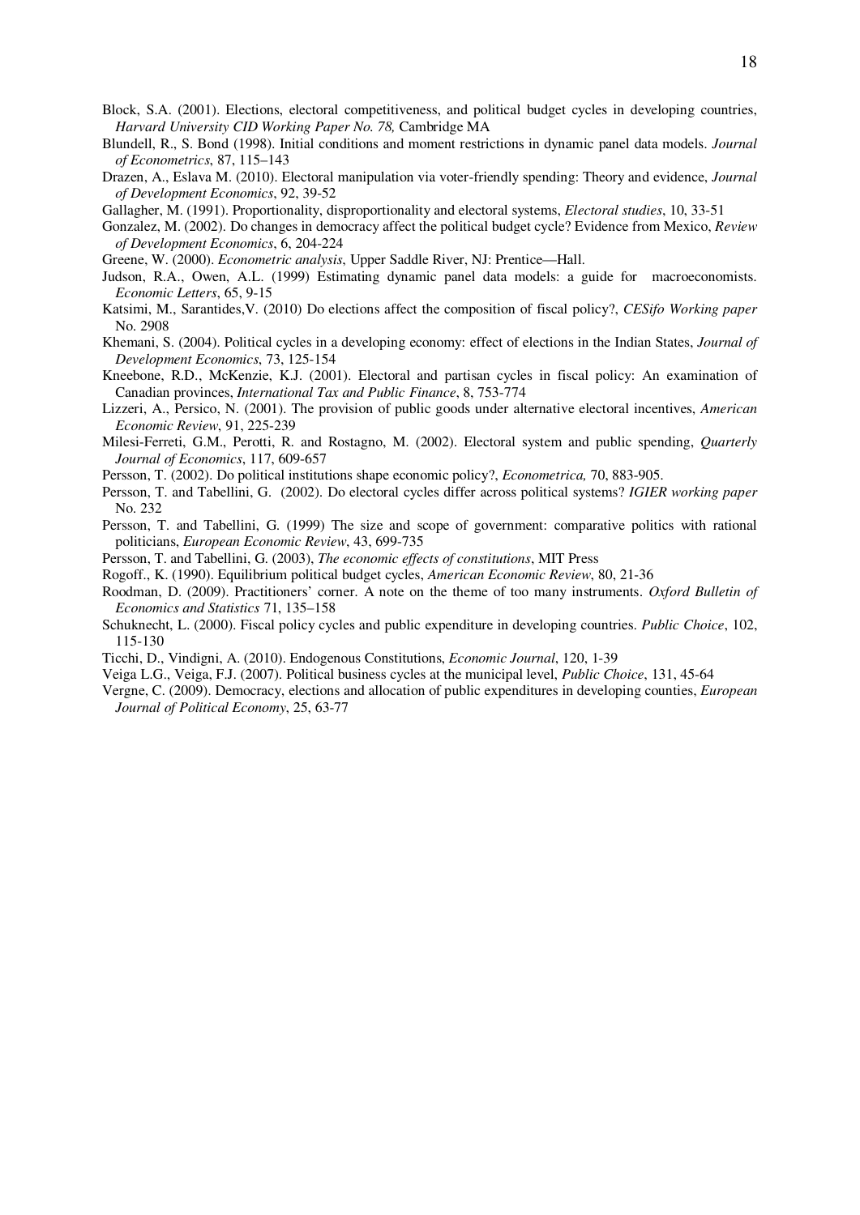Block, S.A. (2001). Elections, electoral competitiveness, and political budget cycles in developing countries, *Harvard University CID Working Paper No. 78,* Cambridge MA

Blundell, R., S. Bond (1998). Initial conditions and moment restrictions in dynamic panel data models. *Journal of Econometrics*, 87, 115–143

Drazen, A., Eslava M. (2010). Electoral manipulation via voter-friendly spending: Theory and evidence, *Journal of Development Economics*, 92, 39-52

Gallagher, M. (1991). Proportionality, disproportionality and electoral systems, *Electoral studies*, 10, 33-51

Gonzalez, M. (2002). Do changes in democracy affect the political budget cycle? Evidence from Mexico, *Review of Development Economics*, 6, 204-224

Greene, W. (2000). *Econometric analysis*, Upper Saddle River, NJ: Prentice—Hall.

Judson, R.A., Owen, A.L. (1999) Estimating dynamic panel data models: a guide for macroeconomists. *Economic Letters*, 65, 9-15

Katsimi, M., Sarantides,V. (2010) Do elections affect the composition of fiscal policy?, *CESifo Working paper* No. 2908

Khemani, S. (2004). Political cycles in a developing economy: effect of elections in the Indian States, *Journal of Development Economics*, 73, 125-154

Kneebone, R.D., McKenzie, K.J. (2001). Electoral and partisan cycles in fiscal policy: An examination of Canadian provinces, *International Tax and Public Finance*, 8, 753-774

Lizzeri, A., Persico, N. (2001). The provision of public goods under alternative electoral incentives, *American Economic Review*, 91, 225-239

Milesi-Ferreti, G.M., Perotti, R. and Rostagno, M. (2002). Electoral system and public spending, *Quarterly Journal of Economics*, 117, 609-657

Persson, T. (2002). Do political institutions shape economic policy?, *Econometrica,* 70, 883-905.

Persson, T. and Tabellini, G. (2002). Do electoral cycles differ across political systems? *IGIER working paper* No. 232

Persson, T. and Tabellini, G. (1999) The size and scope of government: comparative politics with rational politicians, *European Economic Review*, 43, 699-735

Persson, T. and Tabellini, G. (2003), *The economic effects of constitutions*, MIT Press

Rogoff., K. (1990). Equilibrium political budget cycles, *American Economic Review*, 80, 21-36

Roodman, D. (2009). Practitioners' corner. A note on the theme of too many instruments. *Oxford Bulletin of Economics and Statistics* 71, 135–158

Schuknecht, L. (2000). Fiscal policy cycles and public expenditure in developing countries. *Public Choice*, 102, 115-130

Ticchi, D., Vindigni, A. (2010). Endogenous Constitutions, *Economic Journal*, 120, 1-39

Veiga L.G., Veiga, F.J. (2007). Political business cycles at the municipal level, *Public Choice*, 131, 45-64

Vergne, C. (2009). Democracy, elections and allocation of public expenditures in developing counties, *European Journal of Political Economy*, 25, 63-77